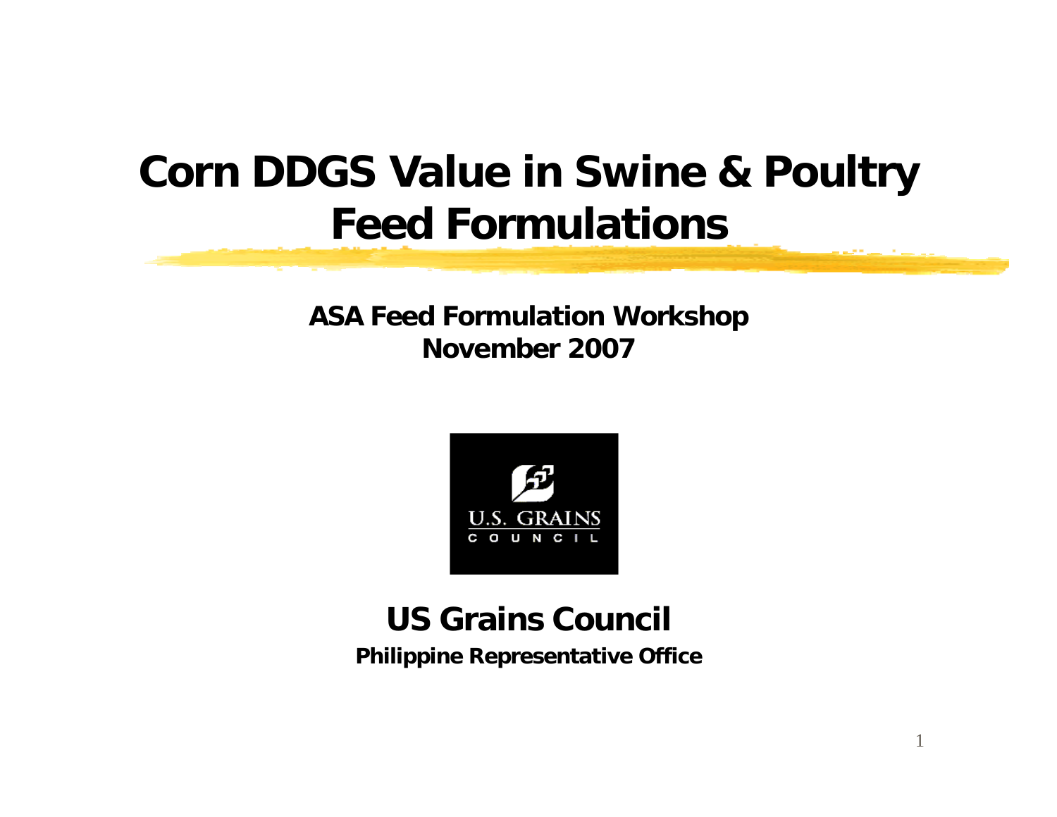# Corn DDGS Value in Swine & Poultry Feed Formulations

**ASA Feed Formulation Workshop**
**November 2007**

U.S. GRAINS COUNCIL

**US Grains Council**

**Philippine Representative Office**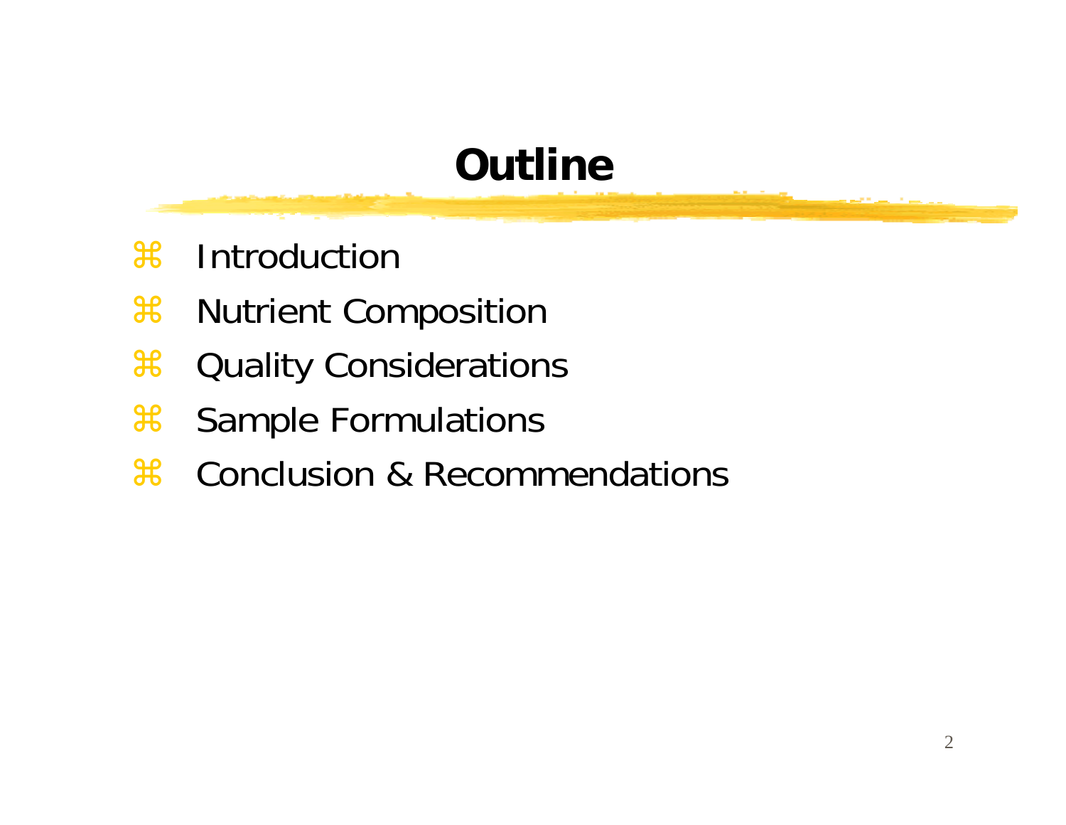# Outline

- Introduction
- Nutrient Composition
- Quality Considerations
- Sample Formulations
- Conclusion & Recommendations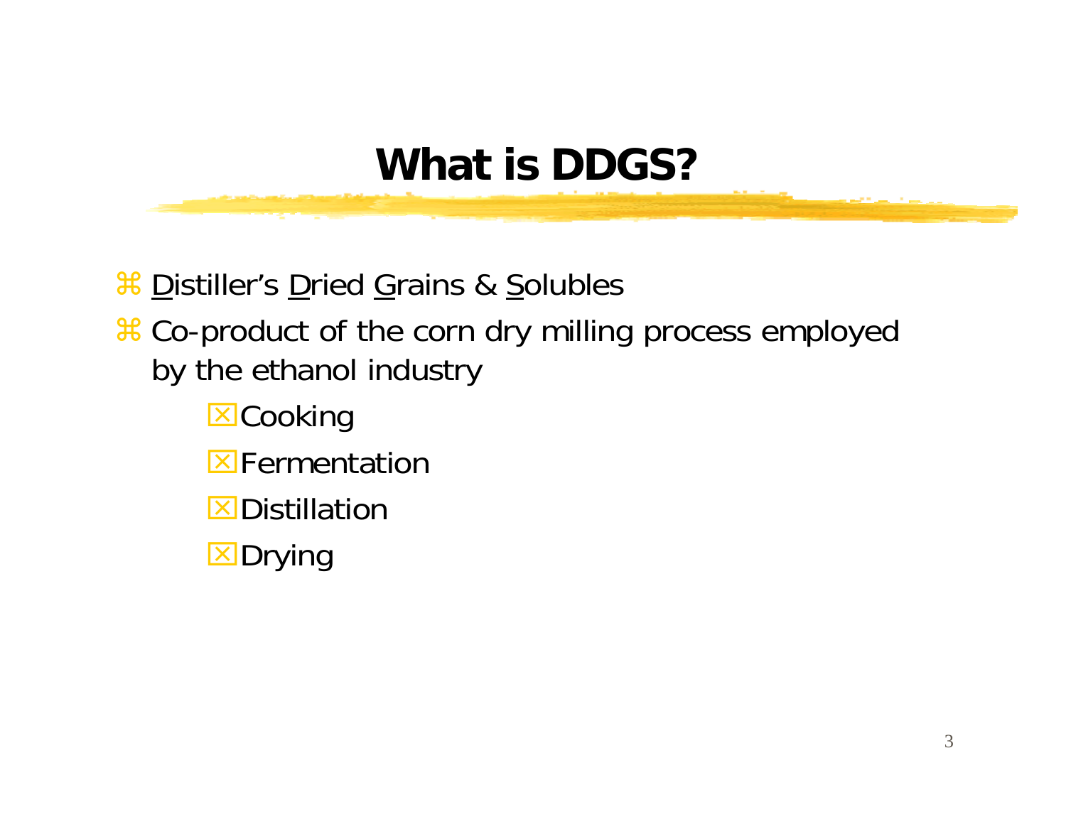# What is DDGS?

- Distiller's Dried Grains & Solubles
- Co-product of the corn dry milling process employed by the ethanol industry
  - Cooking
  - Fermentation
  - Distillation
  - Drying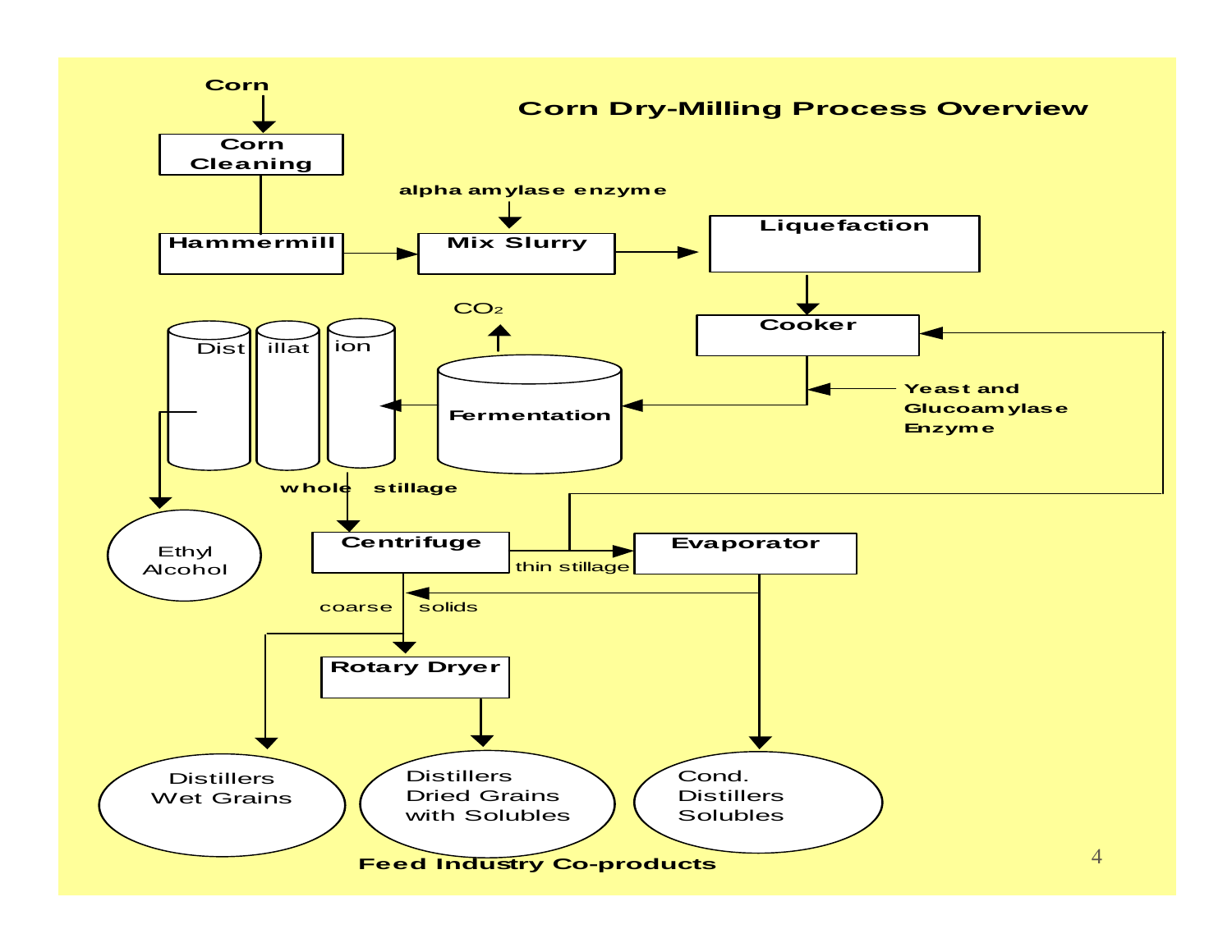# Corn Dry-Milling Process Overview

Corn

Corn Cleaning

Hammermill

alpha amylase enzyme

Mix Slurry

Liquefaction

Cooker

$CO_2$

Distillation

Fermentation

Yeast and Glucoamylase Enzyme

whole stillage

Ethyl Alcohol

Centrifuge

thin stillage

Evaporator

coarse solids

Rotary Dryer

Distillers Wet Grains

Distillers Dried Grains with Solubles

Cond. Distillers Solubles

Feed Industry Co-products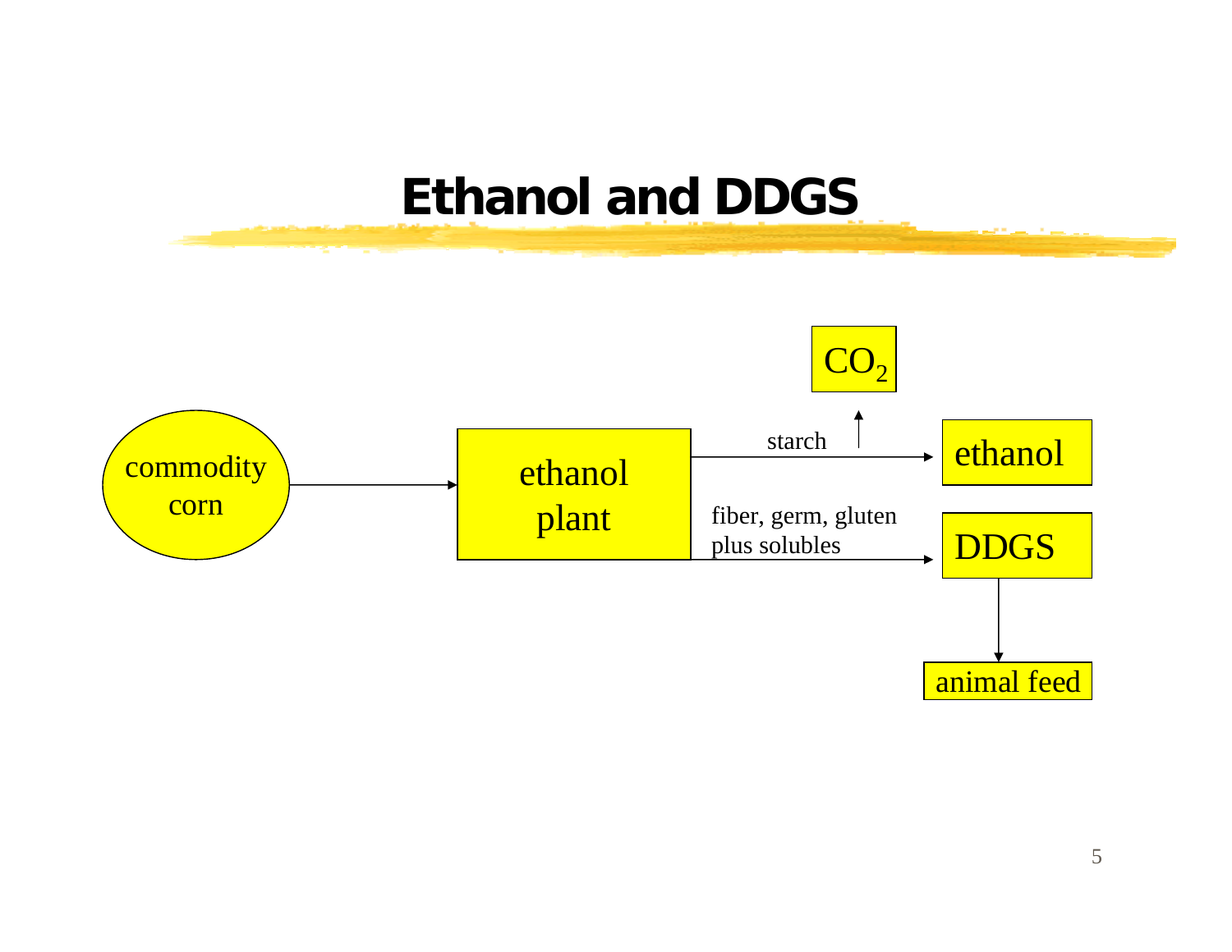# Ethanol and DDGS

commodity corn

ethanol plant

starch

$CO_2$

ethanol

fiber, germ, gluten plus solubles

DDGS

animal feed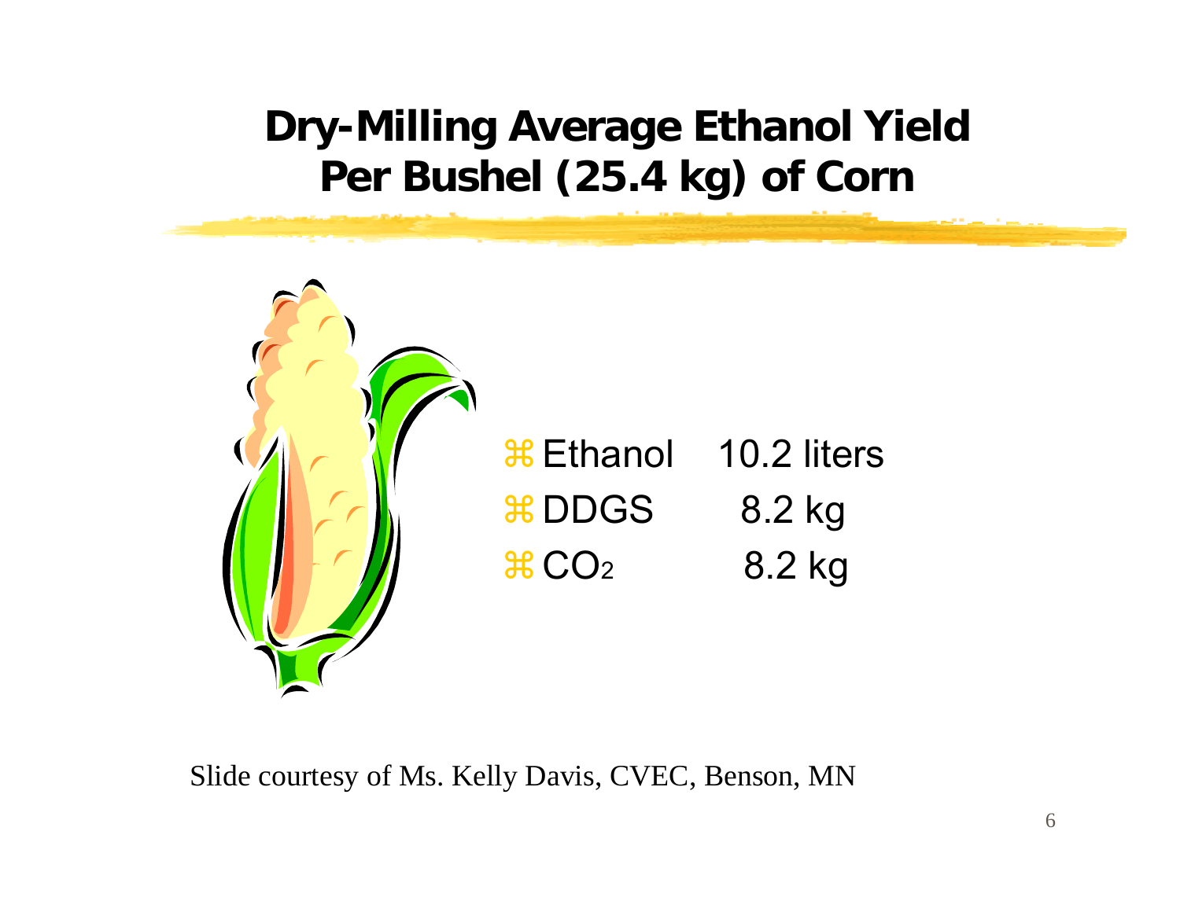# Dry-Milling Average Ethanol Yield Per Bushel (25.4 kg) of Corn

- Ethanol 10.2 liters
- DDGS 8.2 kg
- $CO_2$ 8.2 kg

Slide courtesy of Ms. Kelly Davis, CVEC, Benson, MN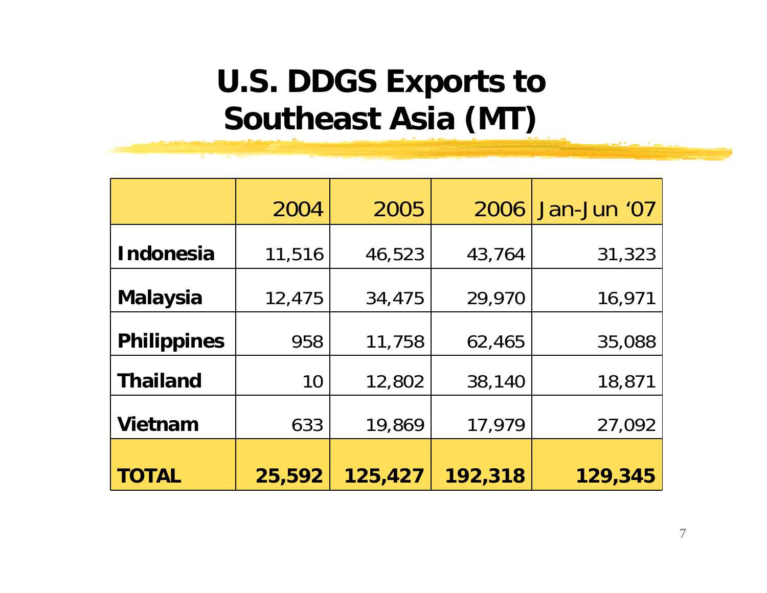# U.S. DDGS Exports to Southeast Asia (MT)

| | 2004 | 2005 | 2006 | Jan-Jun '07 |
|---|---|---|---|---|
| **Indonesia** | 11,516 | 46,523 | 43,764 | 31,323 |
| **Malaysia** | 12,475 | 34,475 | 29,970 | 16,971 |
| **Philippines** | 958 | 11,758 | 62,465 | 35,088 |
| **Thailand** | 10 | 12,802 | 38,140 | 18,871 |
| **Vietnam** | 633 | 19,869 | 17,979 | 27,092 |
| **TOTAL** | **25,592** | **125,427** | **192,318** | **129,345** |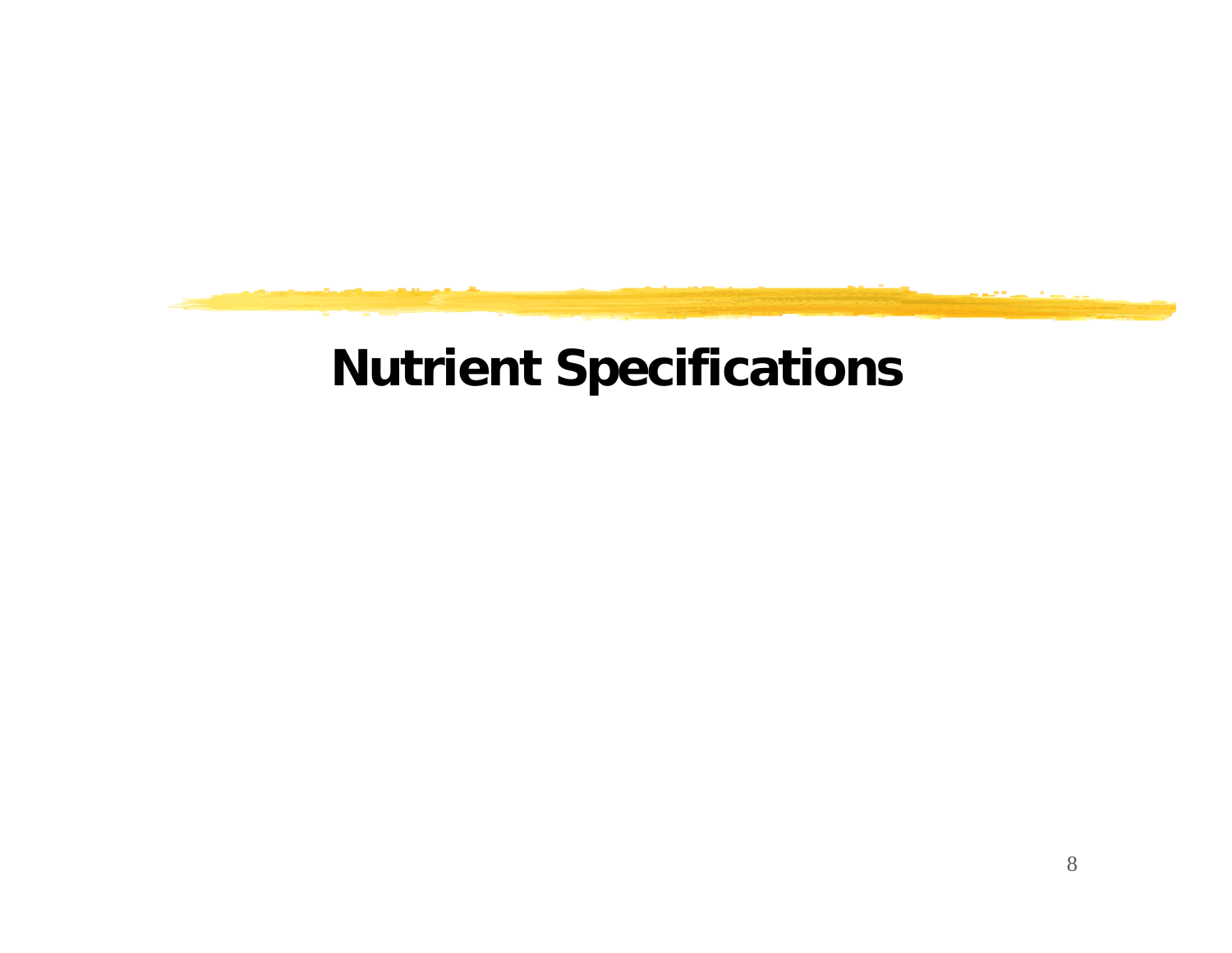# Nutrient Specifications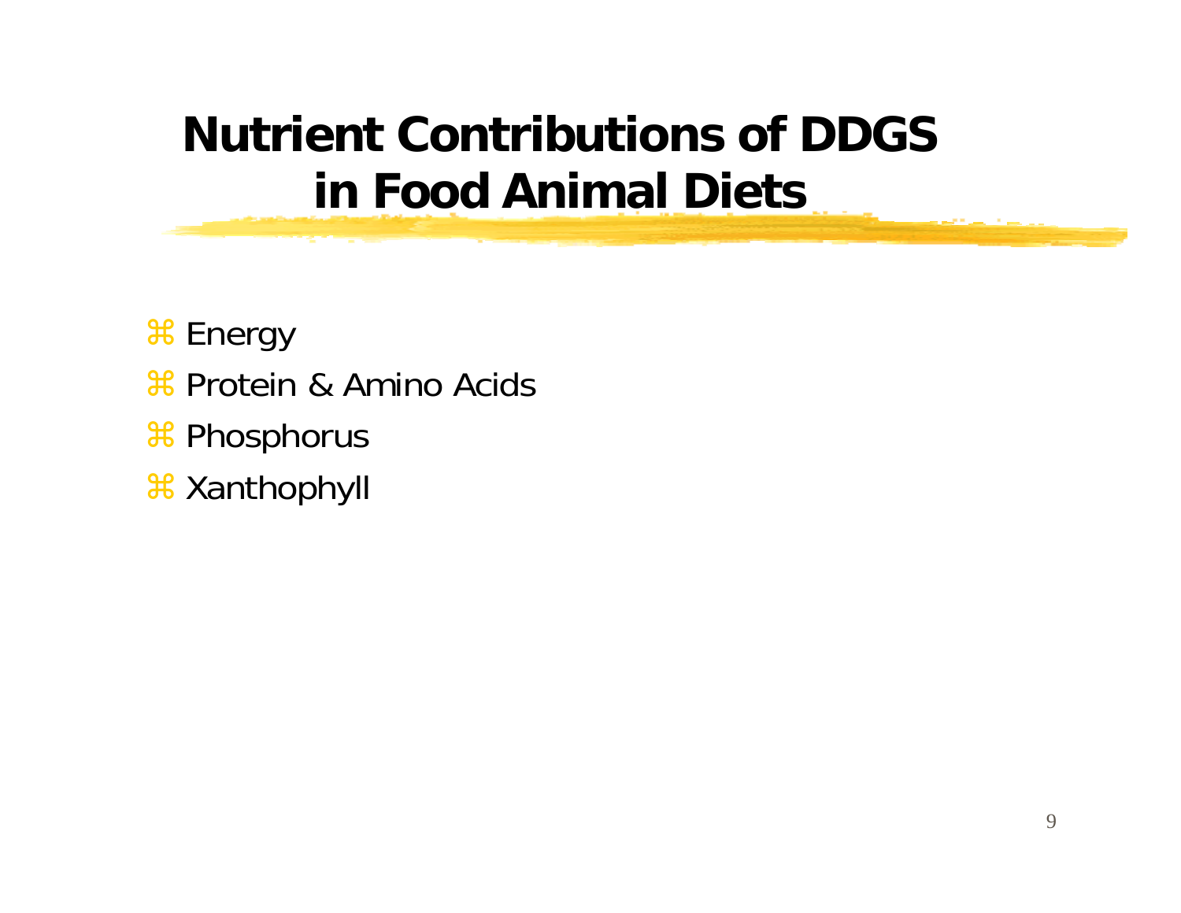# Nutrient Contributions of DDGS in Food Animal Diets

- Energy
- Protein & Amino Acids
- Phosphorus
- Xanthophyll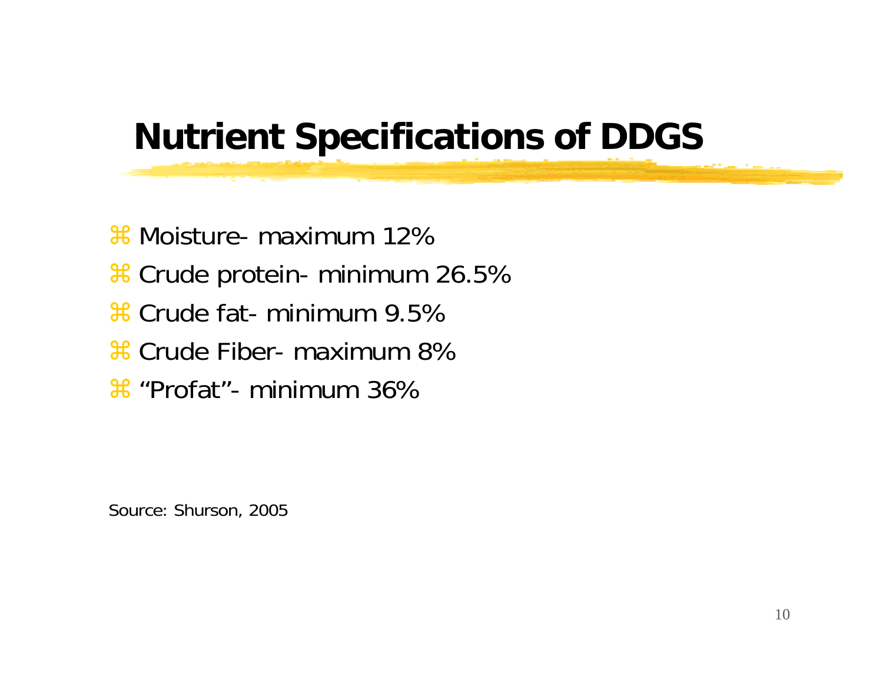# Nutrient Specifications of DDGS

- Moisture- maximum 12%
- Crude protein- minimum 26.5%
- Crude fat- minimum 9.5%
- Crude Fiber- maximum 8%
- "Profat"- minimum 36%

Source: Shurson, 2005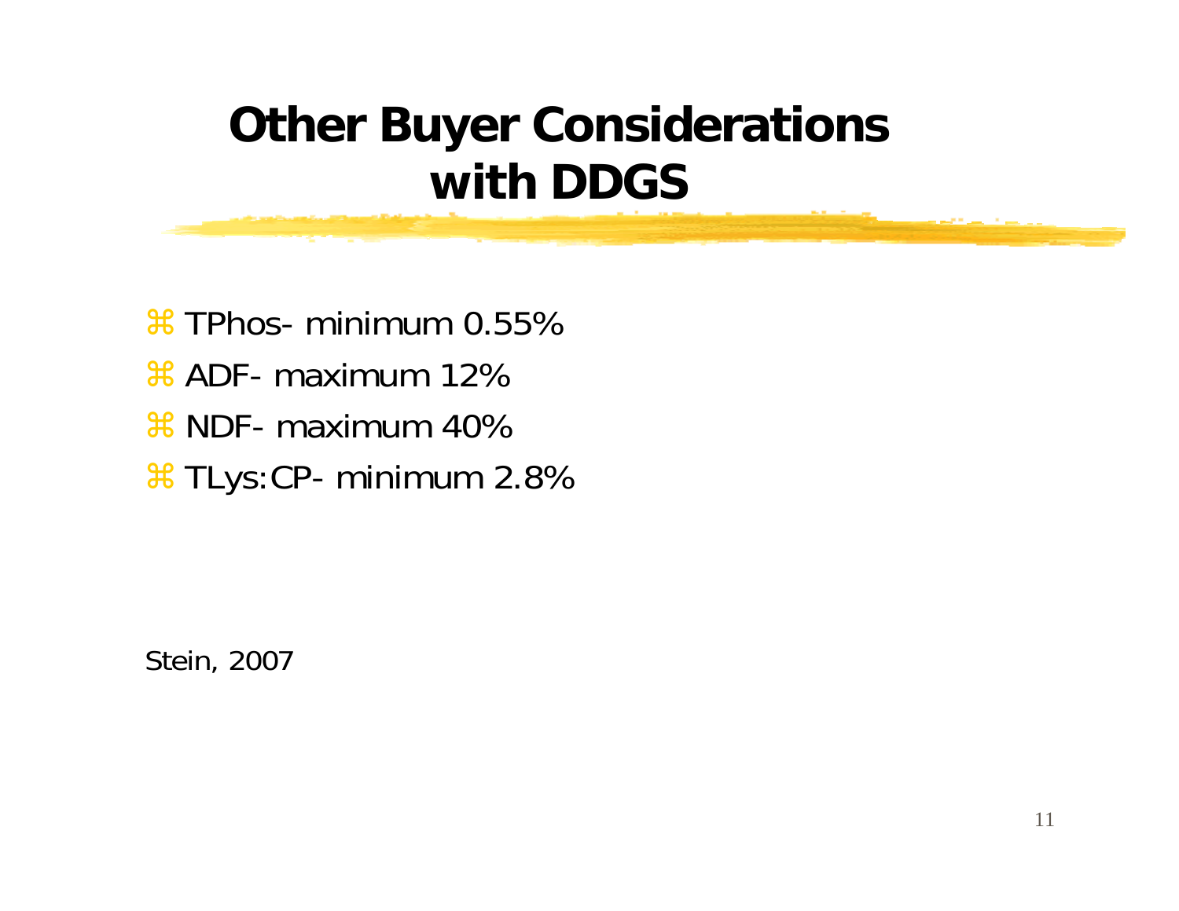# Other Buyer Considerations with DDGS

- TPhos- minimum 0.55%
- ADF- maximum 12%
- NDF- maximum 40%
- TLys:CP- minimum 2.8%

Stein, 2007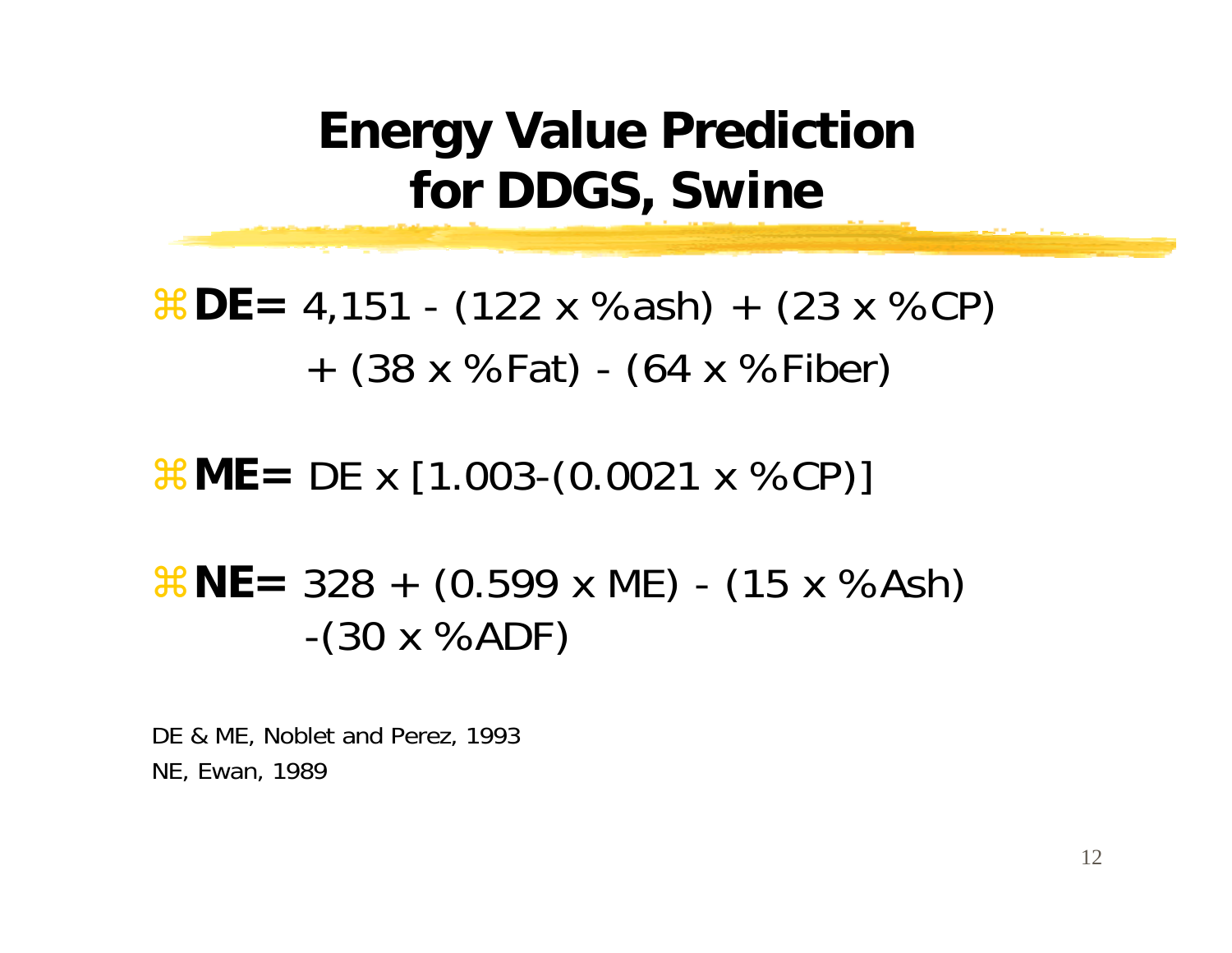# Energy Value Prediction for DDGS, Swine

- **DE=** $4{,}151 - (122 \times \%ash) + (23 \times \%CP) + (38 \times \%Fat) - (64 \times \%Fiber)$

- **ME=** $DE \times [1.003 - (0.0021 \times \%CP)]$

- **NE=** $328 + (0.599 \times ME) - (15 \times \%Ash) - (30 \times \%ADF)$

DE & ME, Noblet and Perez, 1993

NE, Ewan, 1989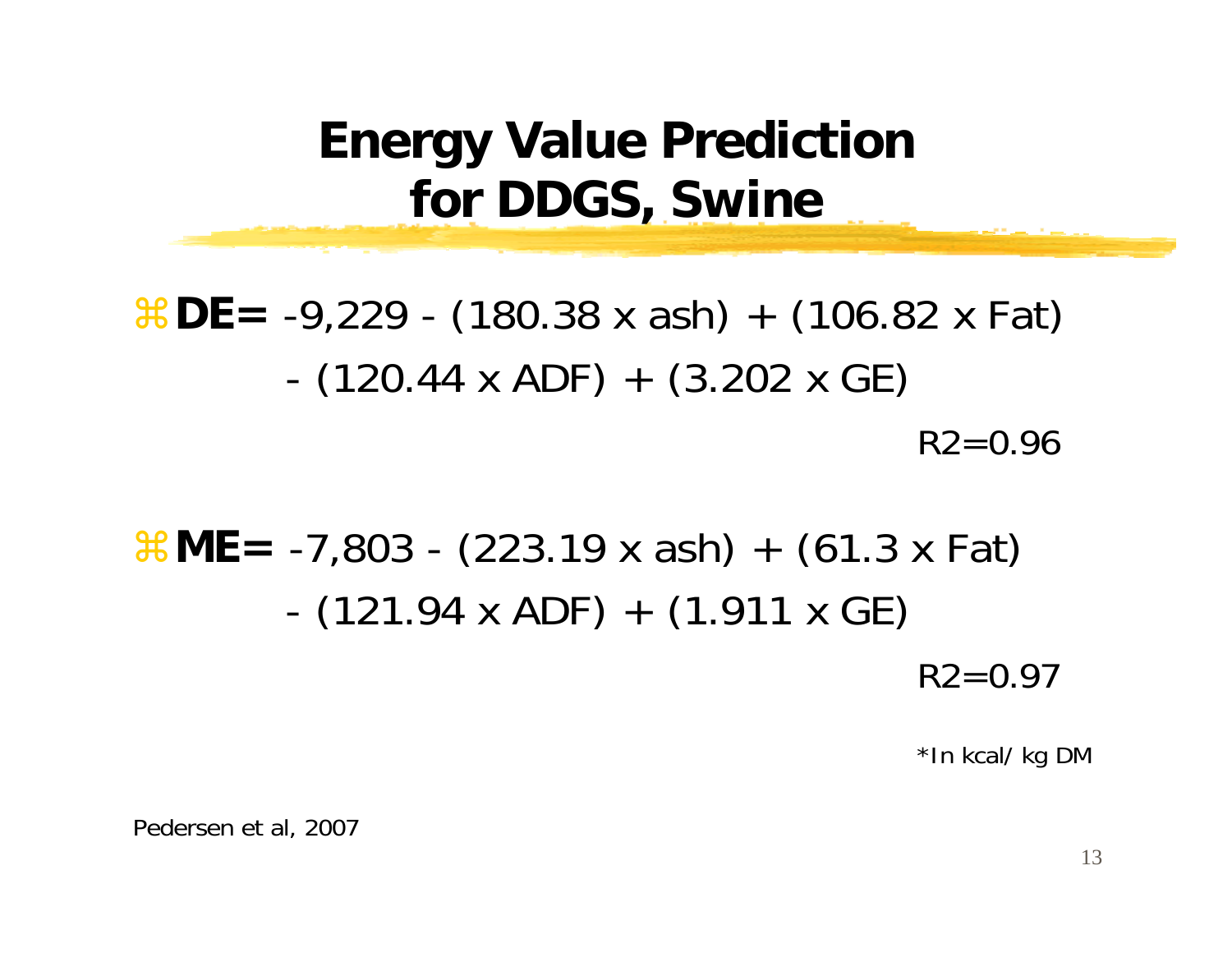# Energy Value Prediction for DDGS, Swine

- **DE=** $-9{,}229 - (180.38 \times ash) + (106.82 \times Fat) - (120.44 \times ADF) + (3.202 \times GE)$

  $R2=0.96$

- **ME=** $-7{,}803 - (223.19 \times ash) + (61.3 \times Fat) - (121.94 \times ADF) + (1.911 \times GE)$

  $R2=0.97$

*In kcal/ kg DM

Pedersen et al, 2007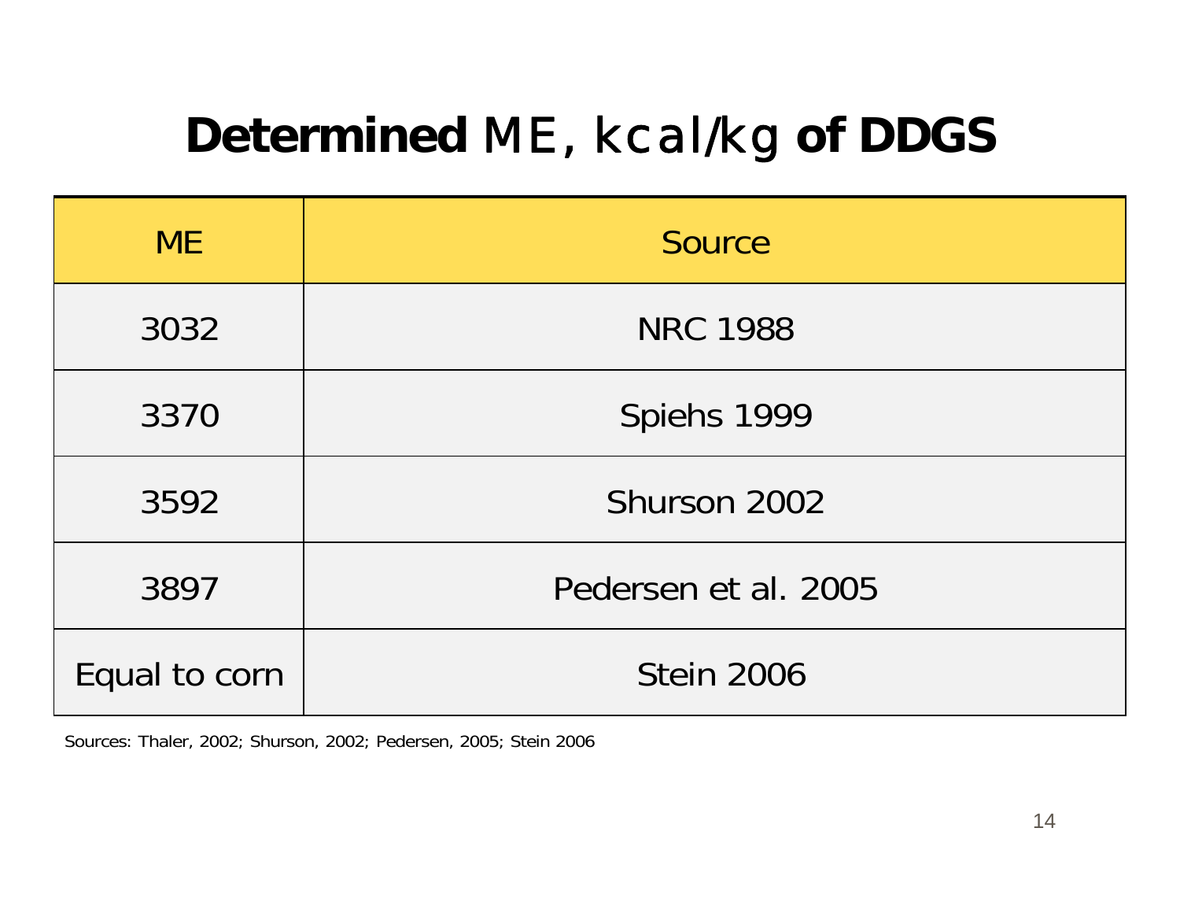# **Determined** ME, kcal/kg **of DDGS**

| ME | Source |
|---|---|
| 3032 | NRC 1988 |
| 3370 | Spiehs 1999 |
| 3592 | Shurson 2002 |
| 3897 | Pedersen et al. 2005 |
| Equal to corn | Stein 2006 |

Sources: Thaler, 2002; Shurson, 2002; Pedersen, 2005; Stein 2006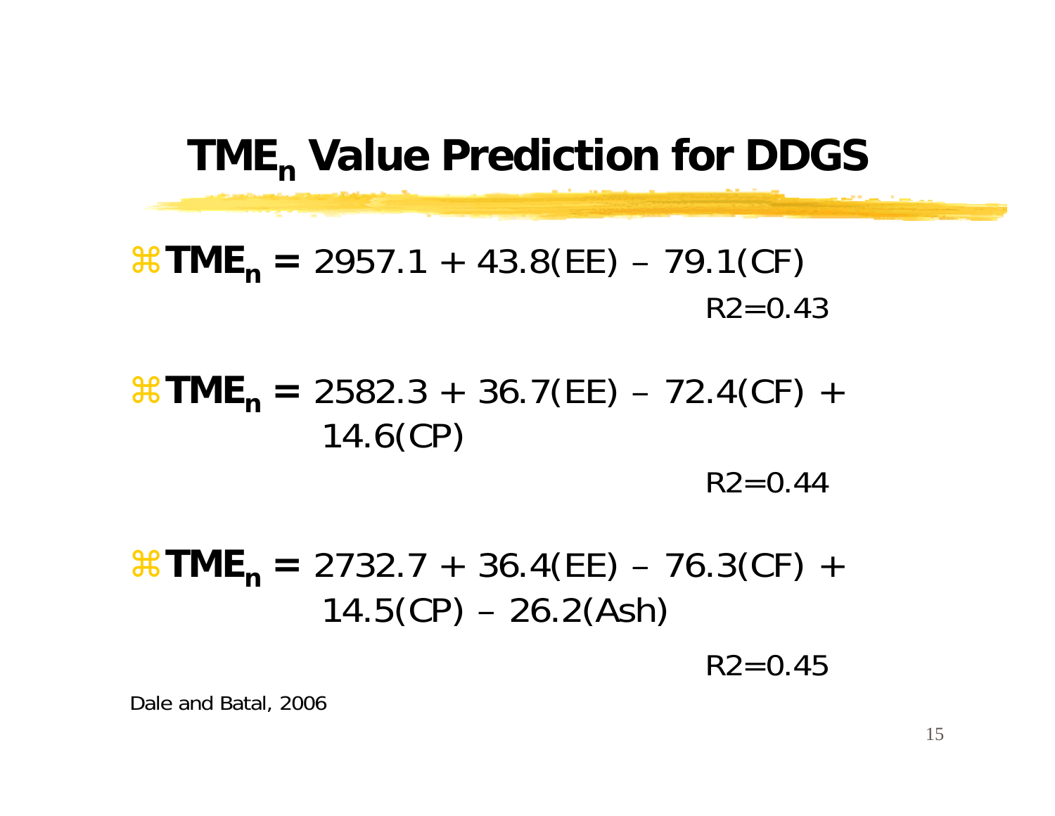# $TME_n$ Value Prediction for DDGS

- $TME_n = 2957.1 + 43.8(EE) – 79.1(CF)$

  $R^2 = 0.43$

- $TME_n = 2582.3 + 36.7(EE) – 72.4(CF) + 14.6(CP)$

  $R^2 = 0.44$

- $TME_n = 2732.7 + 36.4(EE) – 76.3(CF) + 14.5(CP) – 26.2(Ash)$

  $R^2 = 0.45$

Dale and Batal, 2006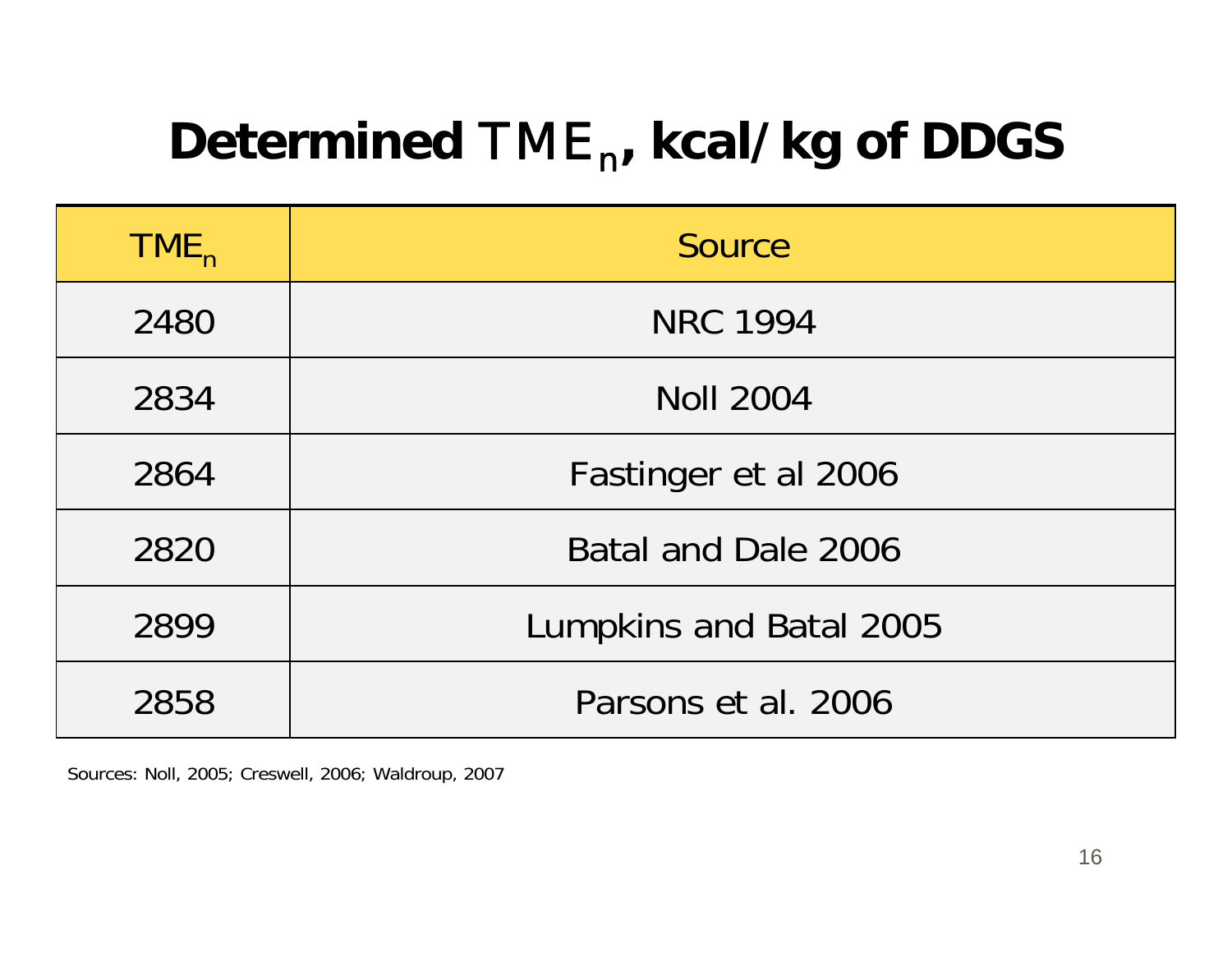# Determined $TME_n$, kcal/kg of DDGS

| $TME_n$ | Source |
|---|---|
| 2480 | NRC 1994 |
| 2834 | Noll 2004 |
| 2864 | Fastinger et al 2006 |
| 2820 | Batal and Dale 2006 |
| 2899 | Lumpkins and Batal 2005 |
| 2858 | Parsons et al. 2006 |

Sources: Noll, 2005; Creswell, 2006; Waldroup, 2007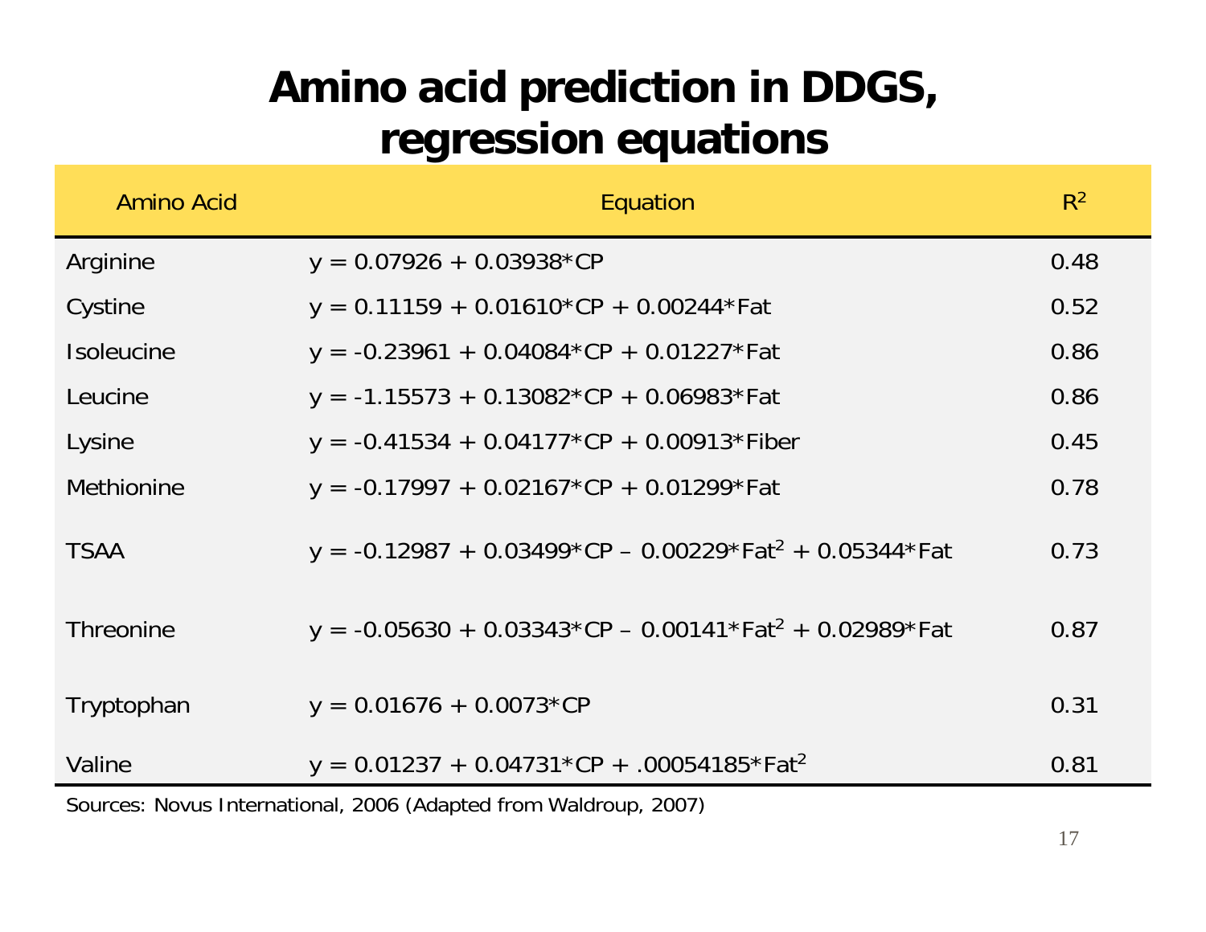# Amino acid prediction in DDGS, regression equations

| Amino Acid | Equation | $R^2$ |
|---|---|---|
| Arginine | $y = 0.07926 + 0.03938*CP$ | 0.48 |
| Cystine | $y = 0.11159 + 0.01610*CP + 0.00244*Fat$ | 0.52 |
| Isoleucine | $y = -0.23961 + 0.04084*CP + 0.01227*Fat$ | 0.86 |
| Leucine | $y = -1.15573 + 0.13082*CP + 0.06983*Fat$ | 0.86 |
| Lysine | $y = -0.41534 + 0.04177*CP + 0.00913*Fiber$ | 0.45 |
| Methionine | $y = -0.17997 + 0.02167*CP + 0.01299*Fat$ | 0.78 |
| TSAA | $y = -0.12987 + 0.03499*CP – 0.00229*Fat^2 + 0.05344*Fat$ | 0.73 |
| Threonine | $y = -0.05630 + 0.03343*CP – 0.00141*Fat^2 + 0.02989*Fat$ | 0.87 |
| Tryptophan | $y = 0.01676 + 0.0073*CP$ | 0.31 |
| Valine | $y = 0.01237 + 0.04731*CP + .00054185*Fat^2$ | 0.81 |

Sources: Novus International, 2006 (Adapted from Waldroup, 2007)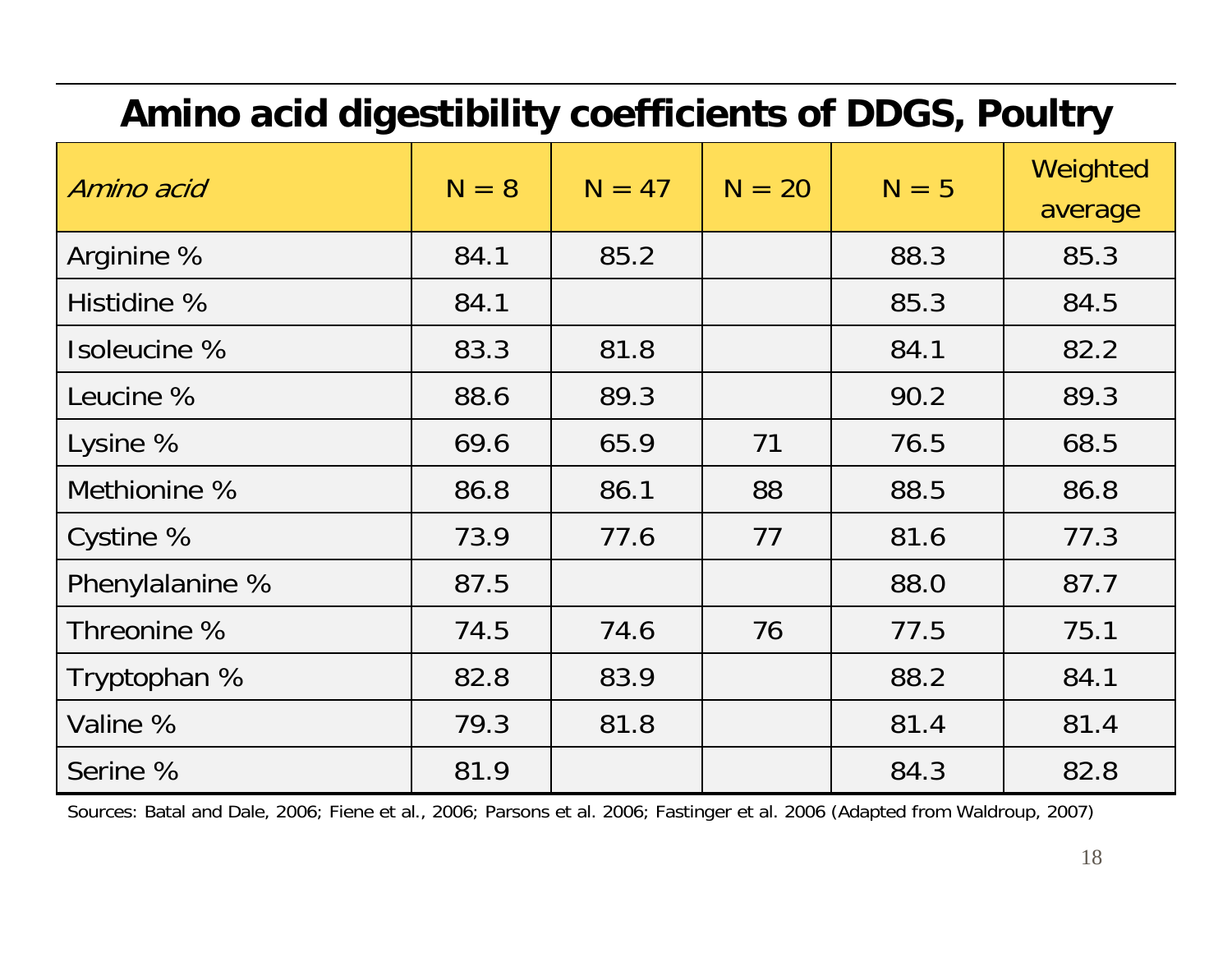# Amino acid digestibility coefficients of DDGS, Poultry

| *Amino acid* | N = 8 | N = 47 | N = 20 | N = 5 | Weighted average |
|---|---|---|---|---|---|
| Arginine % | 84.1 | 85.2 | | 88.3 | 85.3 |
| Histidine % | 84.1 | | | 85.3 | 84.5 |
| Isoleucine % | 83.3 | 81.8 | | 84.1 | 82.2 |
| Leucine % | 88.6 | 89.3 | | 90.2 | 89.3 |
| Lysine % | 69.6 | 65.9 | 71 | 76.5 | 68.5 |
| Methionine % | 86.8 | 86.1 | 88 | 88.5 | 86.8 |
| Cystine % | 73.9 | 77.6 | 77 | 81.6 | 77.3 |
| Phenylalanine % | 87.5 | | | 88.0 | 87.7 |
| Threonine % | 74.5 | 74.6 | 76 | 77.5 | 75.1 |
| Tryptophan % | 82.8 | 83.9 | | 88.2 | 84.1 |
| Valine % | 79.3 | 81.8 | | 81.4 | 81.4 |
| Serine % | 81.9 | | | 84.3 | 82.8 |

Sources: Batal and Dale, 2006; Fiene et al., 2006; Parsons et al. 2006; Fastinger et al. 2006 (Adapted from Waldroup, 2007)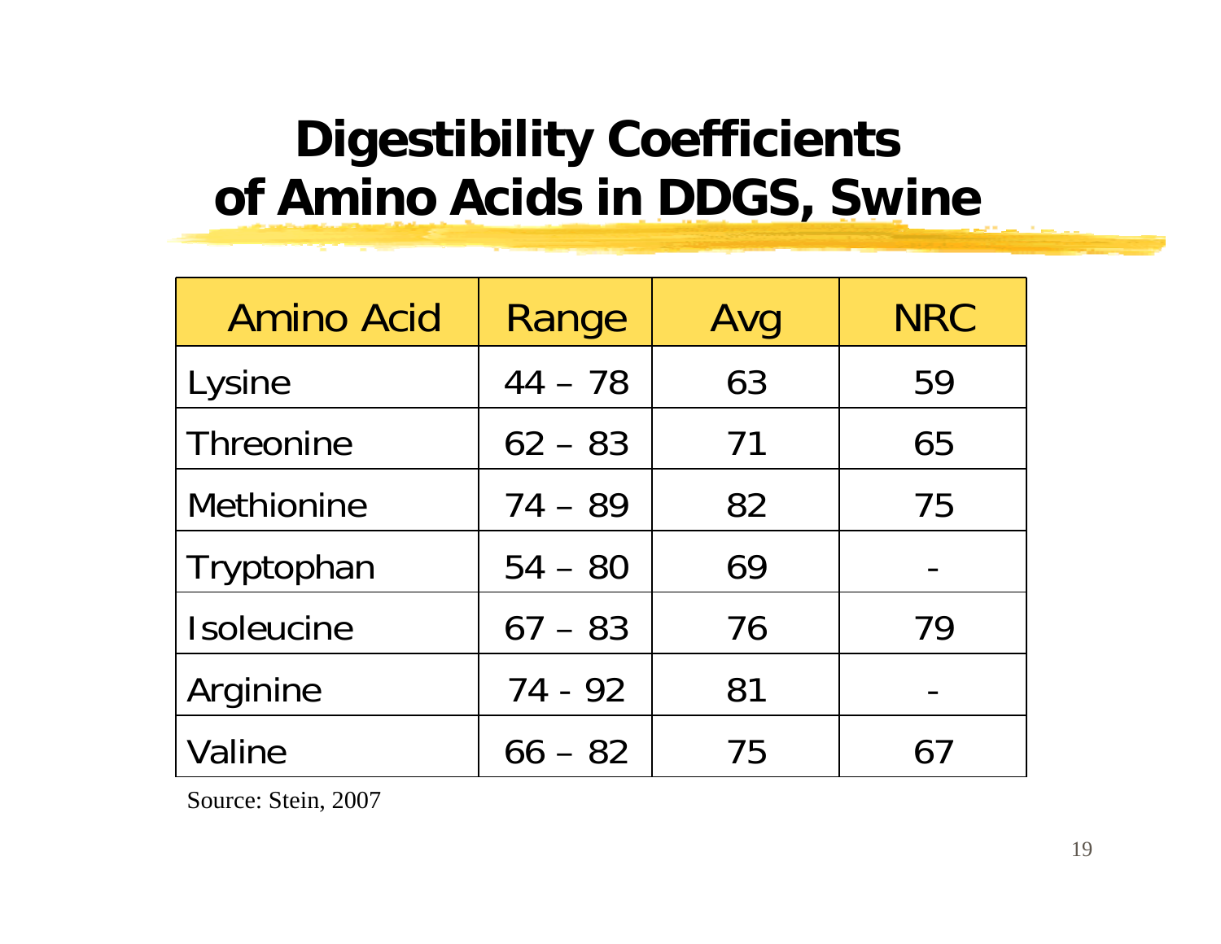# Digestibility Coefficients of Amino Acids in DDGS, Swine

| Amino Acid | Range | Avg | NRC |
|---|---|---|---|
| Lysine | 44 – 78 | 63 | 59 |
| Threonine | 62 – 83 | 71 | 65 |
| Methionine | 74 – 89 | 82 | 75 |
| Tryptophan | 54 – 80 | 69 | - |
| Isoleucine | 67 – 83 | 76 | 79 |
| Arginine | 74 - 92 | 81 | - |
| Valine | 66 – 82 | 75 | 67 |

Source: Stein, 2007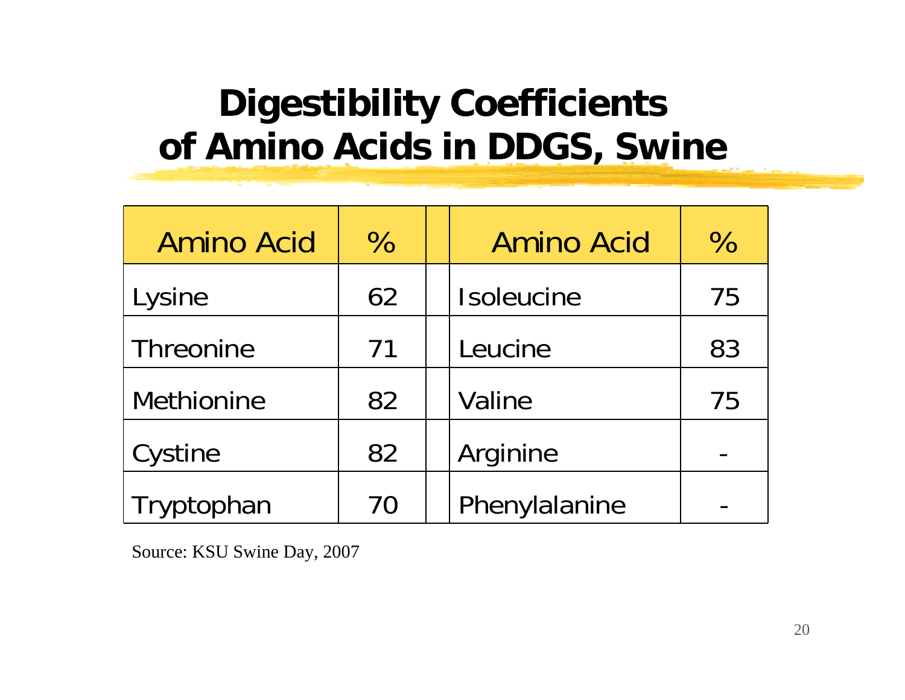# Digestibility Coefficients of Amino Acids in DDGS, Swine

| Amino Acid | % | | Amino Acid | % |
|---|---|---|---|---|
| Lysine | 62 | | Isoleucine | 75 |
| Threonine | 71 | | Leucine | 83 |
| Methionine | 82 | | Valine | 75 |
| Cystine | 82 | | Arginine | - |
| Tryptophan | 70 | | Phenylalanine | - |

Source: KSU Swine Day, 2007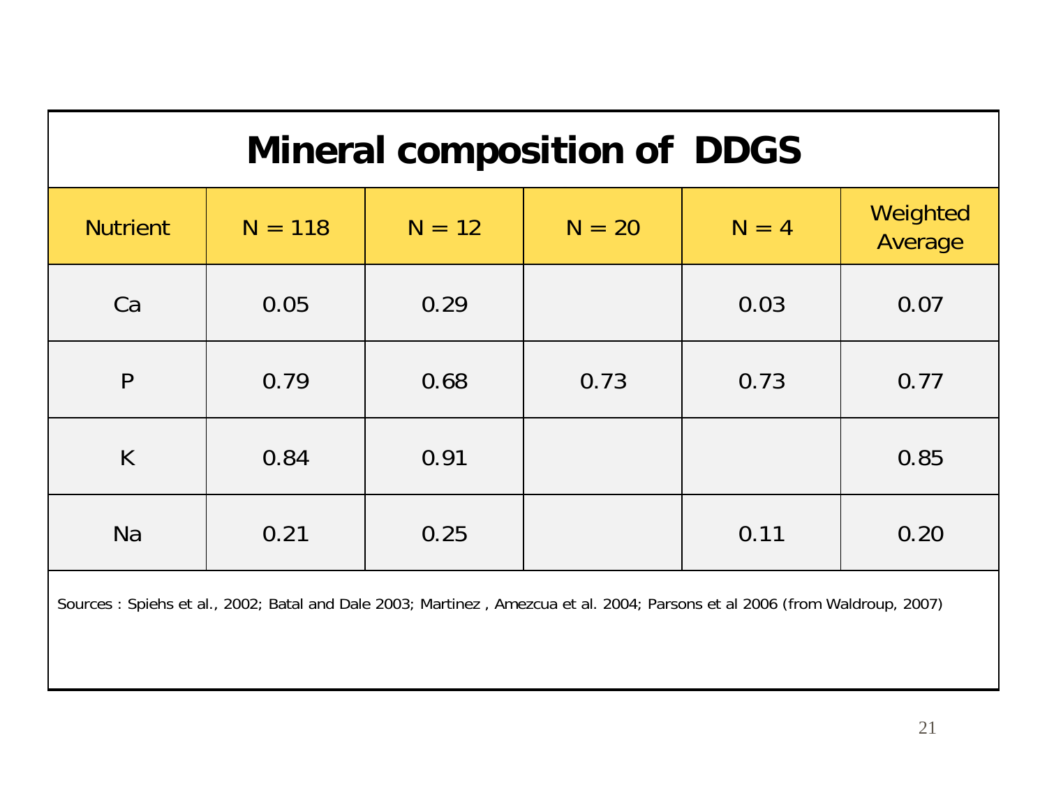# Mineral composition of DDGS

| Nutrient | N = 118 | N = 12 | N = 20 | N = 4 | Weighted Average |
|---|---|---|---|---|---|
| Ca | 0.05 | 0.29 | | 0.03 | 0.07 |
| P | 0.79 | 0.68 | 0.73 | 0.73 | 0.77 |
| K | 0.84 | 0.91 | | | 0.85 |
| Na | 0.21 | 0.25 | | 0.11 | 0.20 |

Sources : Spiehs et al., 2002; Batal and Dale 2003; Martinez , Amezcua et al. 2004; Parsons et al 2006 (from Waldroup, 2007)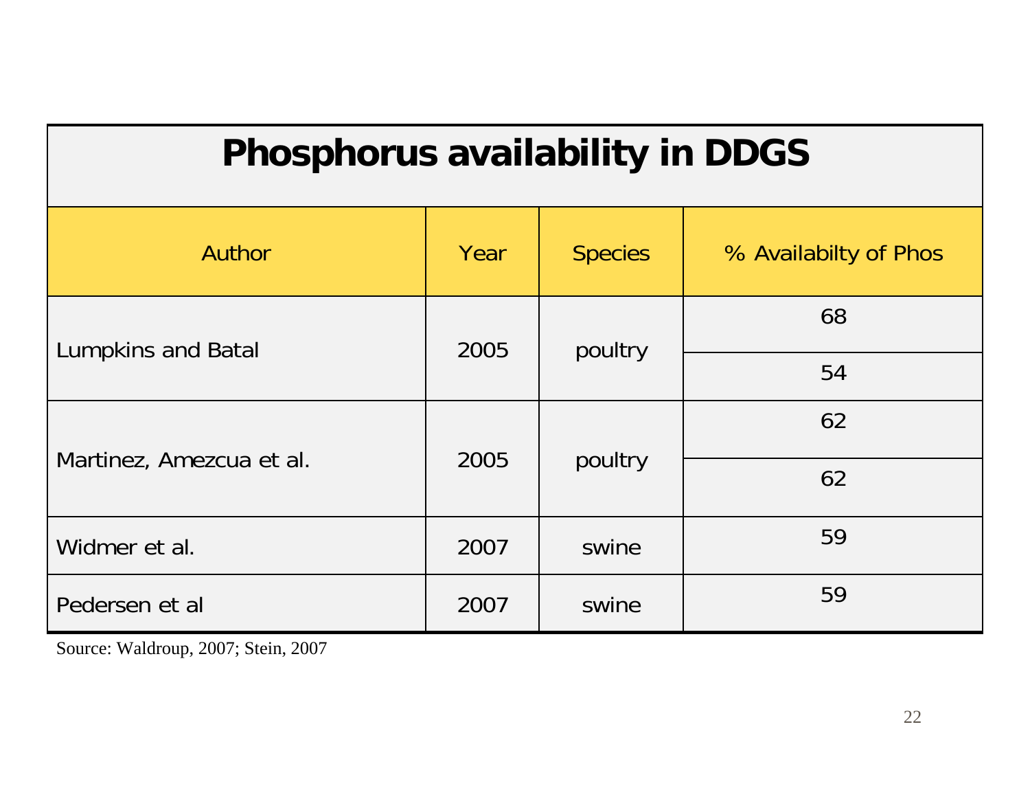## Phosphorus availability in DDGS

| Author | Year | Species | % Availabilty of Phos |
|---|---|---|---|
| Lumpkins and Batal | 2005 | poultry | 68 |
| | | | 54 |
| Martinez, Amezcua et al. | 2005 | poultry | 62 |
| | | | 62 |
| Widmer et al. | 2007 | swine | 59 |
| Pedersen et al | 2007 | swine | 59 |

Source: Waldroup, 2007; Stein, 2007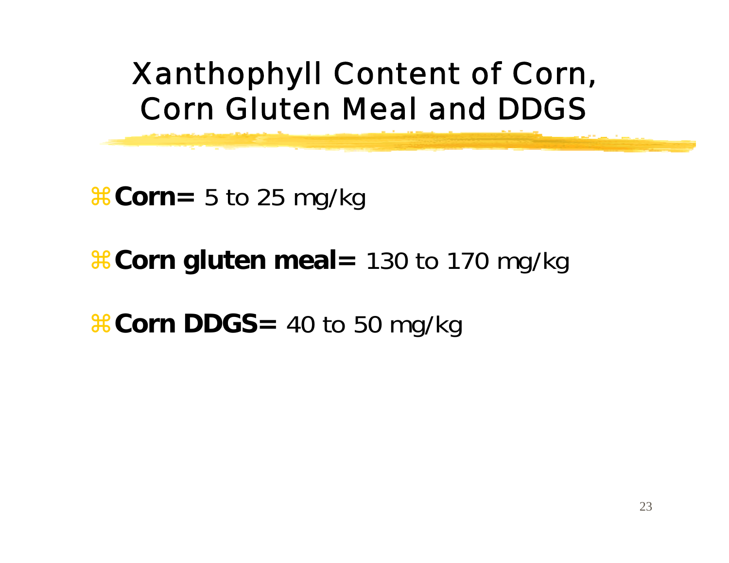# Xanthophyll Content of Corn, Corn Gluten Meal and DDGS

- **Corn=** 5 to 25 mg/kg
- **Corn gluten meal=** 130 to 170 mg/kg
- **Corn DDGS=** 40 to 50 mg/kg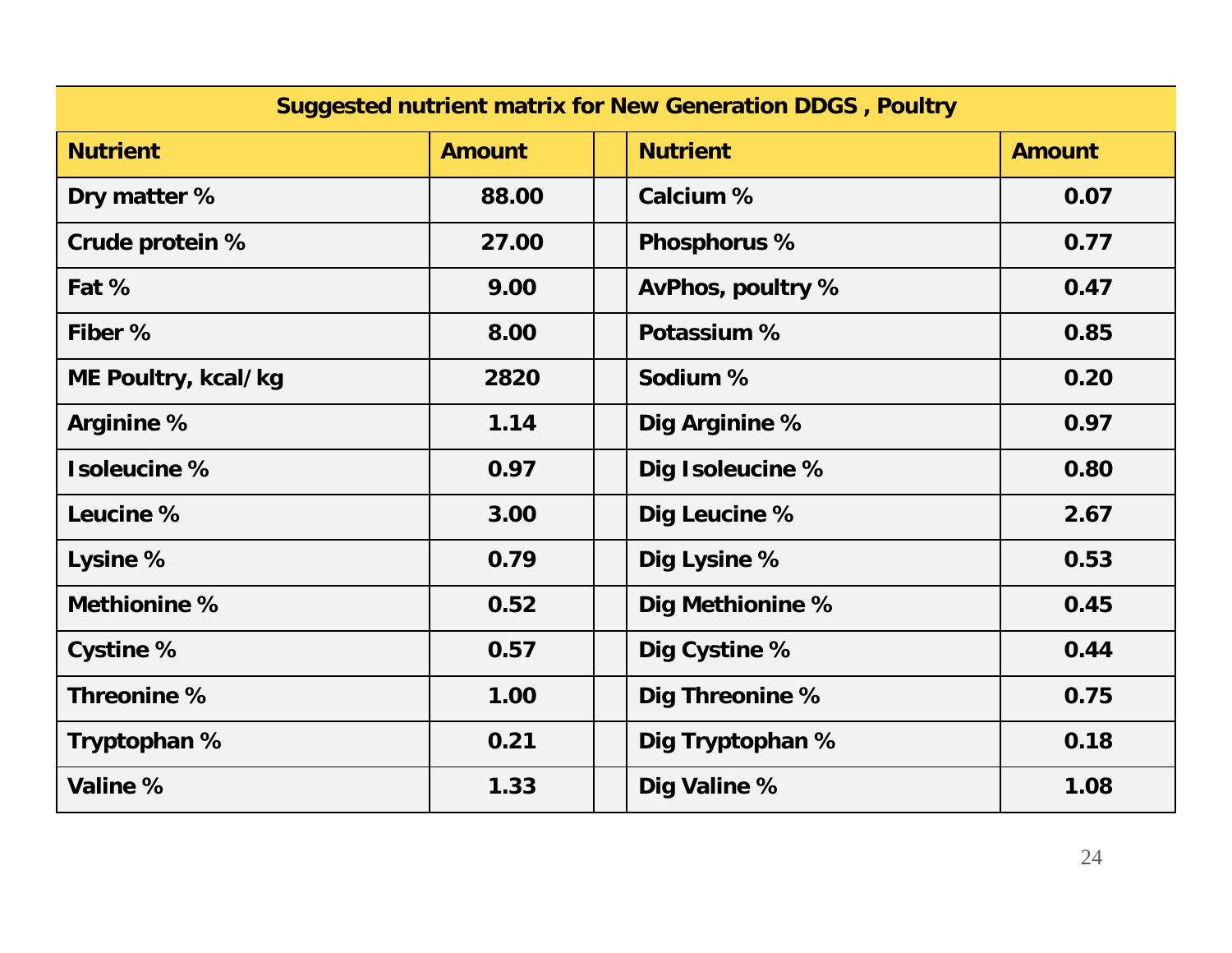| Suggested nutrient matrix for New Generation DDGS , Poultry | | | | |
|---|---|---|---|---|
| **Nutrient** | **Amount** | | **Nutrient** | **Amount** |
| Dry matter % | 88.00 | | Calcium % | 0.07 |
| Crude protein % | 27.00 | | Phosphorus % | 0.77 |
| Fat % | 9.00 | | AvPhos, poultry % | 0.47 |
| Fiber % | 8.00 | | Potassium % | 0.85 |
| ME Poultry, kcal/kg | 2820 | | Sodium % | 0.20 |
| Arginine % | 1.14 | | Dig Arginine % | 0.97 |
| Isoleucine % | 0.97 | | Dig Isoleucine % | 0.80 |
| Leucine % | 3.00 | | Dig Leucine % | 2.67 |
| Lysine % | 0.79 | | Dig Lysine % | 0.53 |
| Methionine % | 0.52 | | Dig Methionine % | 0.45 |
| Cystine % | 0.57 | | Dig Cystine % | 0.44 |
| Threonine % | 1.00 | | Dig Threonine % | 0.75 |
| Tryptophan % | 0.21 | | Dig Tryptophan % | 0.18 |
| Valine % | 1.33 | | Dig Valine % | 1.08 |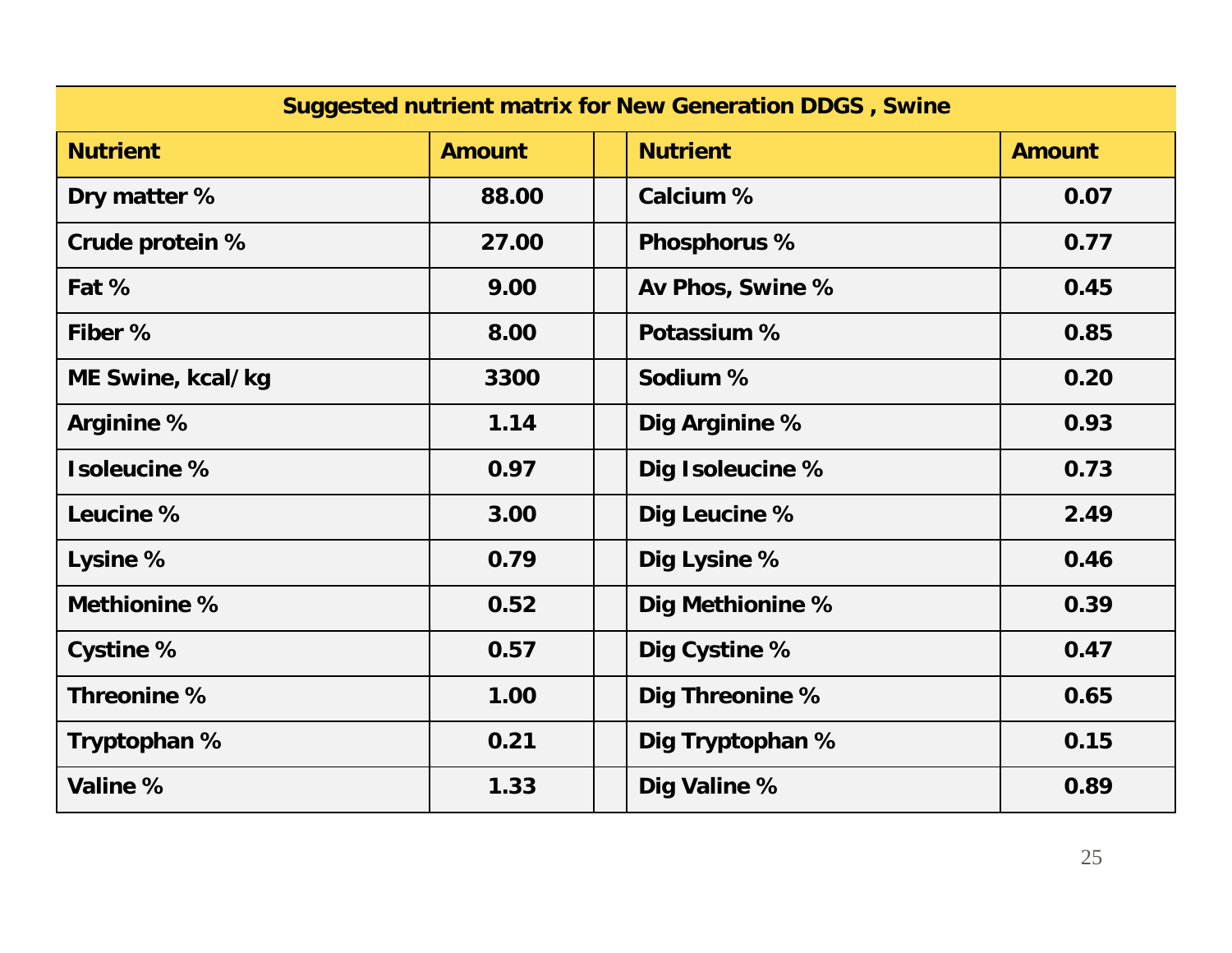| Suggested nutrient matrix for New Generation DDGS , Swine | | | | |
|---|---|---|---|---|
| **Nutrient** | **Amount** | | **Nutrient** | **Amount** |
| Dry matter % | 88.00 | | Calcium % | 0.07 |
| Crude protein % | 27.00 | | Phosphorus % | 0.77 |
| Fat % | 9.00 | | Av Phos, Swine % | 0.45 |
| Fiber % | 8.00 | | Potassium % | 0.85 |
| ME Swine, kcal/kg | 3300 | | Sodium % | 0.20 |
| Arginine % | 1.14 | | Dig Arginine % | 0.93 |
| Isoleucine % | 0.97 | | Dig Isoleucine % | 0.73 |
| Leucine % | 3.00 | | Dig Leucine % | 2.49 |
| Lysine % | 0.79 | | Dig Lysine % | 0.46 |
| Methionine % | 0.52 | | Dig Methionine % | 0.39 |
| Cystine % | 0.57 | | Dig Cystine % | 0.47 |
| Threonine % | 1.00 | | Dig Threonine % | 0.65 |
| Tryptophan % | 0.21 | | Dig Tryptophan % | 0.15 |
| Valine % | 1.33 | | Dig Valine % | 0.89 |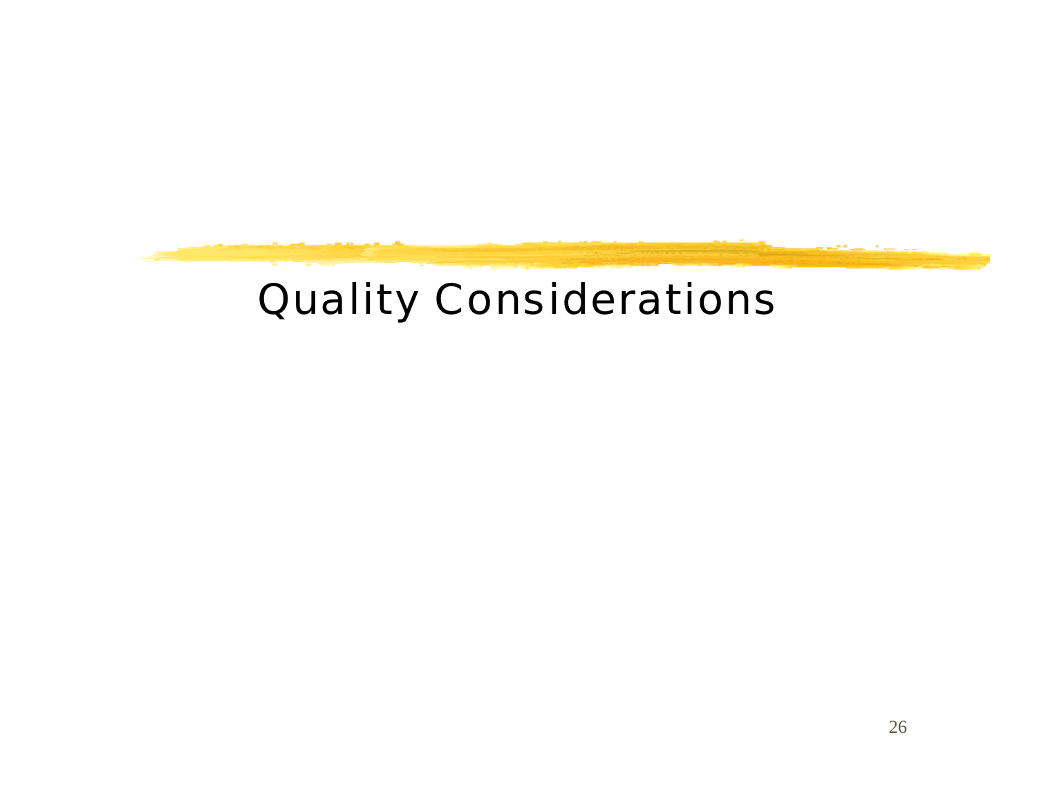# Quality Considerations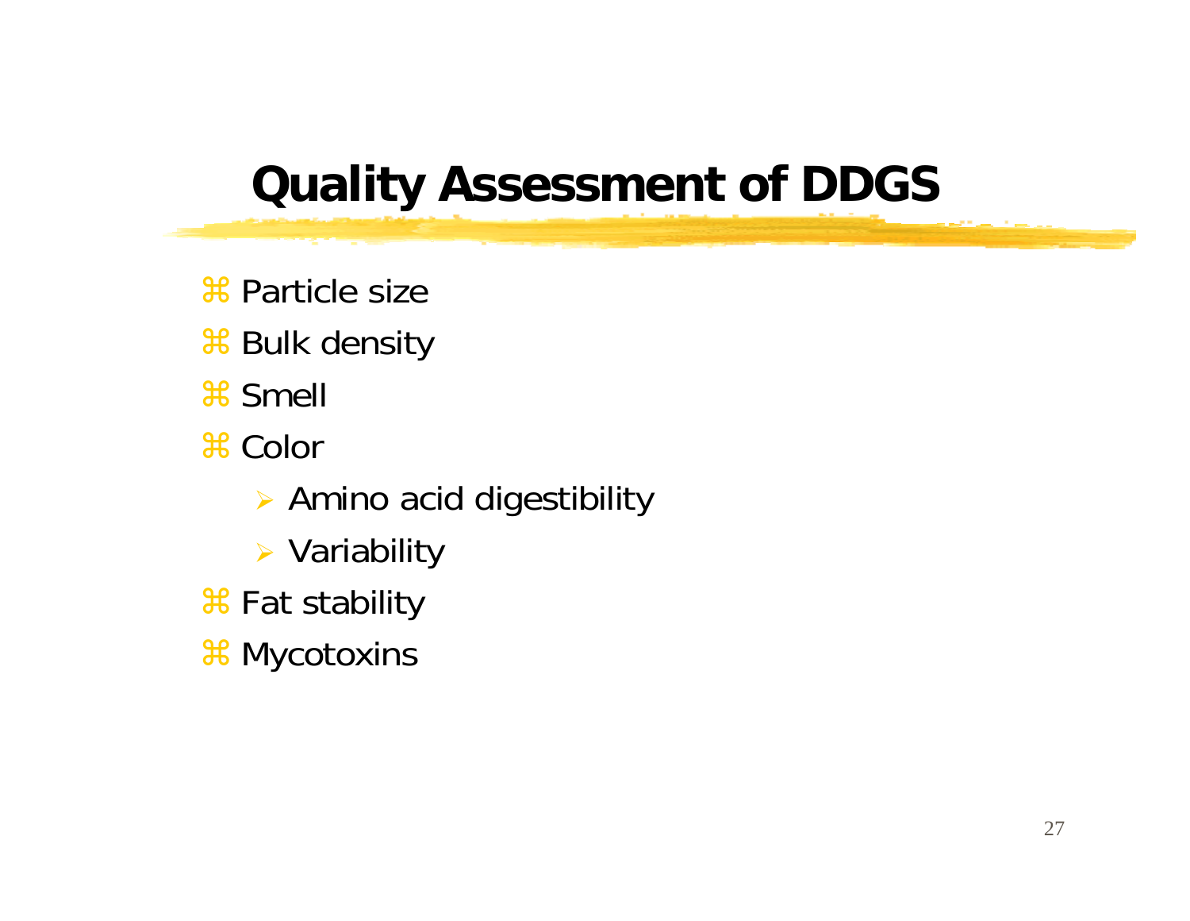# Quality Assessment of DDGS

- Particle size
- Bulk density
- Smell
- Color
  - Amino acid digestibility
  - Variability
- Fat stability
- Mycotoxins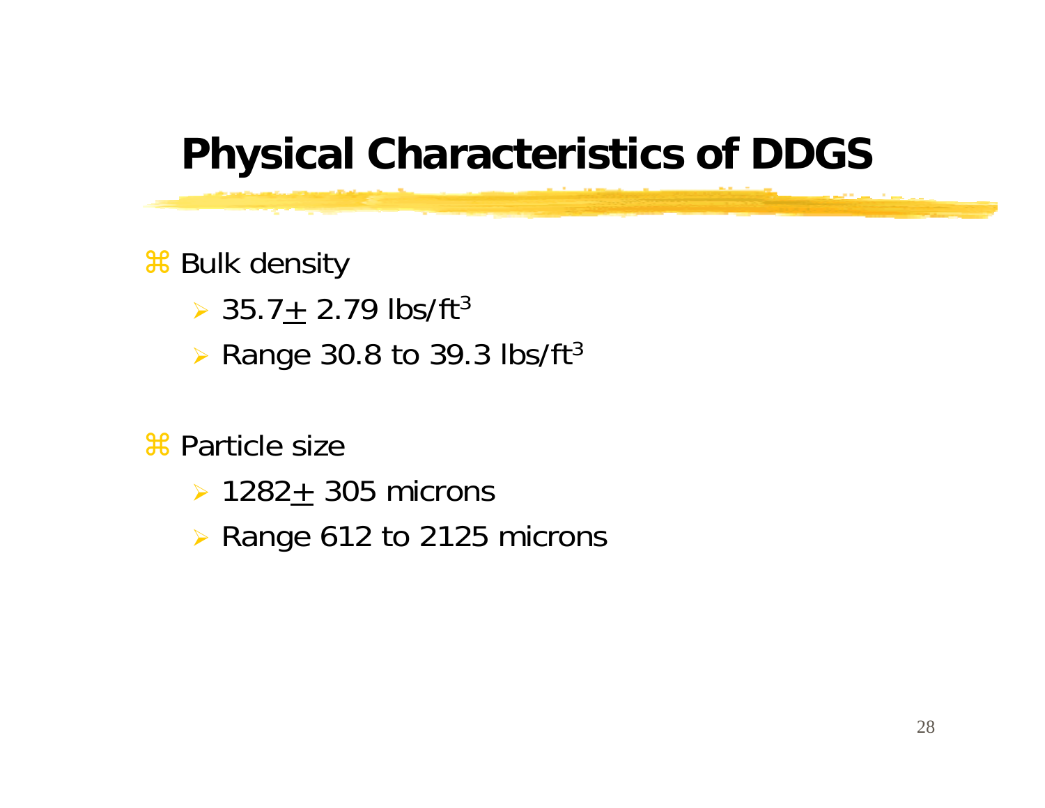# Physical Characteristics of DDGS

- Bulk density
  - 35.7 ± 2.79 $lbs/ft^3$
  - Range 30.8 to 39.3 $lbs/ft^3$

- Particle size
  - 1282 ± 305 microns
  - Range 612 to 2125 microns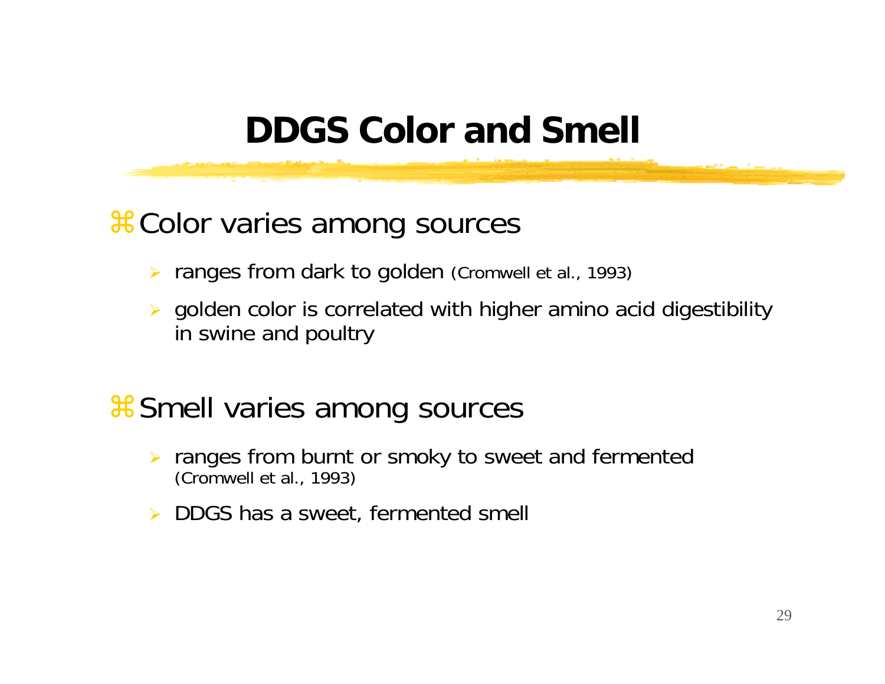# DDGS Color and Smell

- Color varies among sources
  - ranges from dark to golden (Cromwell et al., 1993)
  - golden color is correlated with higher amino acid digestibility in swine and poultry

- Smell varies among sources
  - ranges from burnt or smoky to sweet and fermented (Cromwell et al., 1993)
  - DDGS has a sweet, fermented smell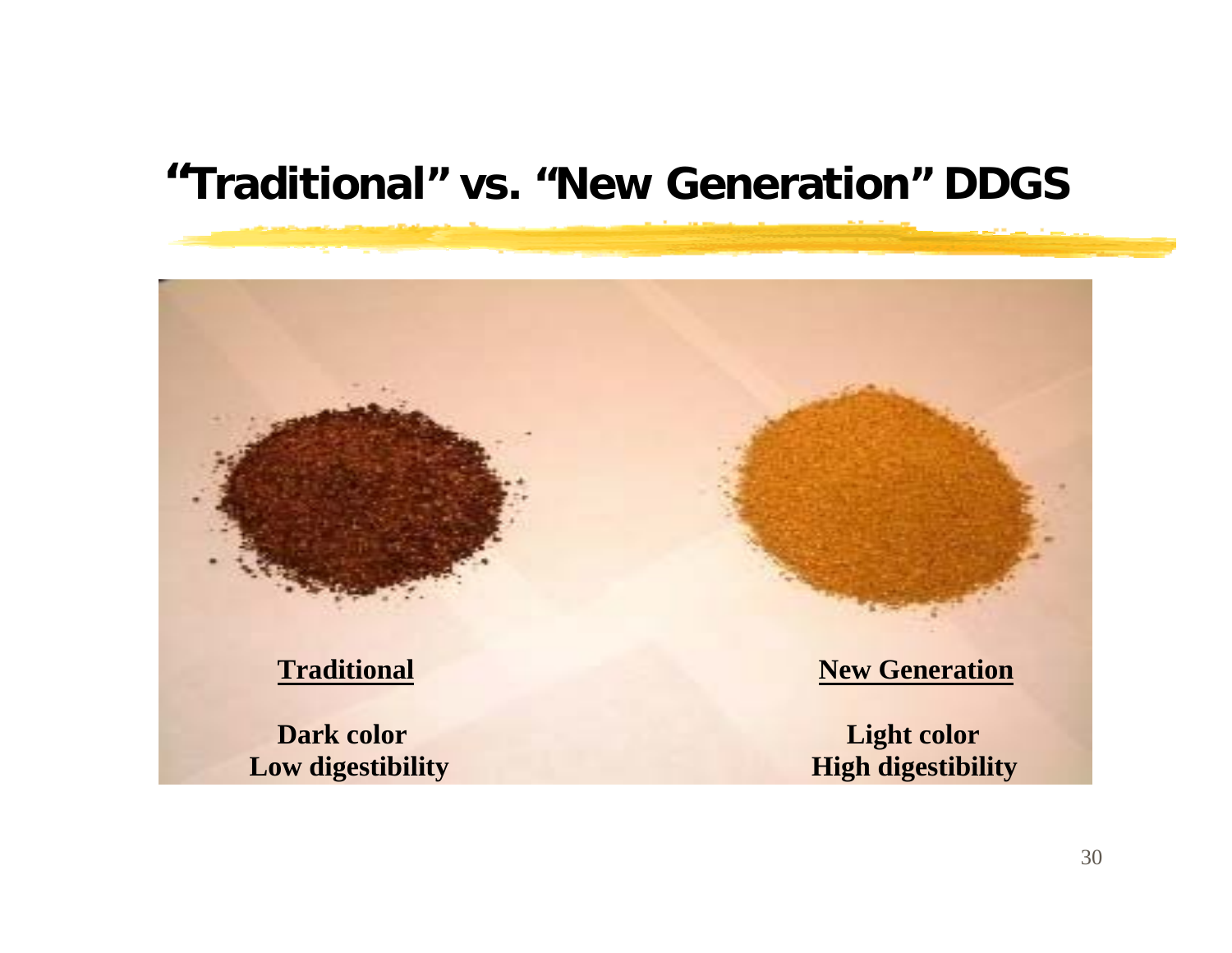# "Traditional" vs. "New Generation" DDGS

**Traditional**

**Dark color**
**Low digestibility**

**New Generation**

**Light color**
**High digestibility**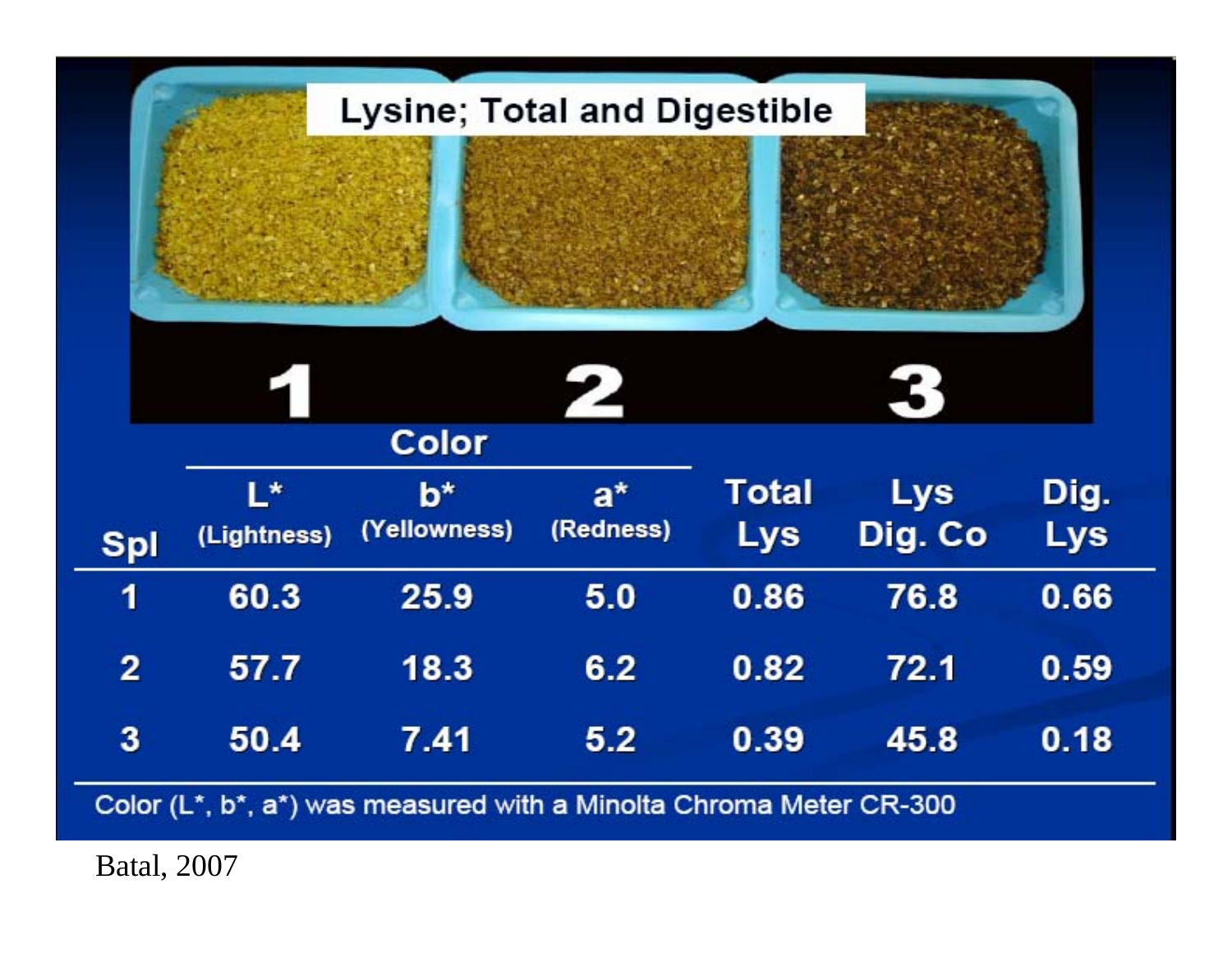## Lysine; Total and Digestible

1 2 3

| Spl | Color | | | Total Lys | Lys Dig. Co | Dig. Lys |
|---|---|---|---|---|---|---|
| | L* (Lightness) | b* (Yellowness) | a* (Redness) | | | |
| 1 | 60.3 | 25.9 | 5.0 | 0.86 | 76.8 | 0.66 |
| 2 | 57.7 | 18.3 | 6.2 | 0.82 | 72.1 | 0.59 |
| 3 | 50.4 | 7.41 | 5.2 | 0.39 | 45.8 | 0.18 |

Color (L*, b*, a*) was measured with a Minolta Chroma Meter CR-300

Batal, 2007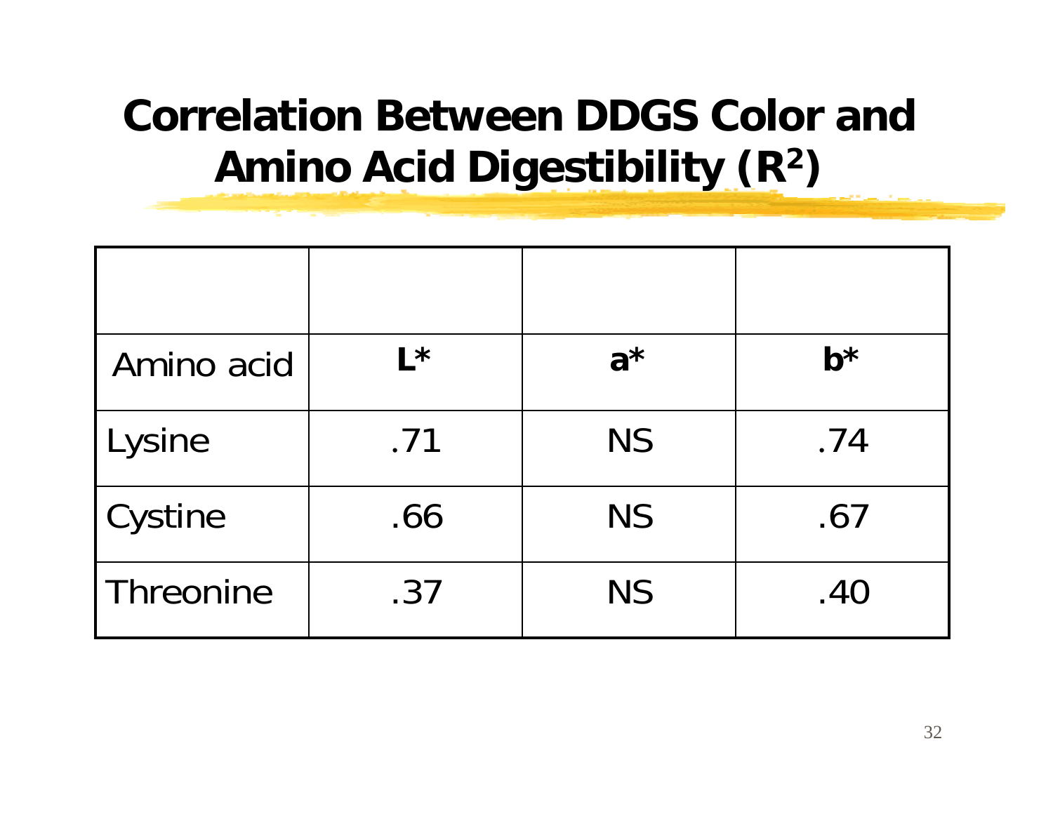# Correlation Between DDGS Color and Amino Acid Digestibility ($R^2$)

| | | | |
|---|---|---|---|
| Amino acid | **L*** | **a*** | **b*** |
| Lysine | .71 | NS | .74 |
| Cystine | .66 | NS | .67 |
| Threonine | .37 | NS | .40 |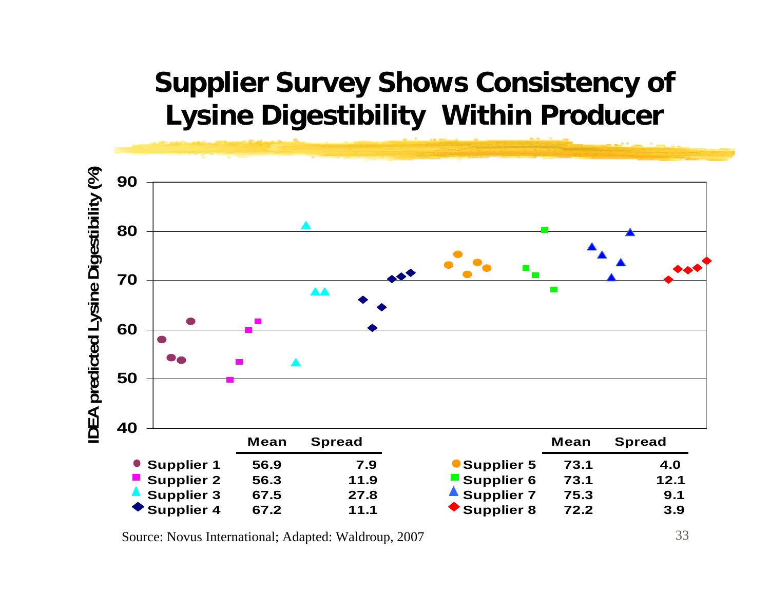# Supplier Survey Shows Consistency of Lysine Digestibility Within Producer

IDEA predicted Lysine Digestibility (%)

90
80
70
60
50
40

| | Mean | Spread |
|---|---|---|
| Supplier 1 | 56.9 | 7.9 |
| Supplier 2 | 56.3 | 11.9 |
| Supplier 3 | 67.5 | 27.8 |
| Supplier 4 | 67.2 | 11.1 |

| | Mean | Spread |
|---|---|---|
| Supplier 5 | 73.1 | 4.0 |
| Supplier 6 | 73.1 | 12.1 |
| Supplier 7 | 75.3 | 9.1 |
| Supplier 8 | 72.2 | 3.9 |

Source: Novus International; Adapted: Waldroup, 2007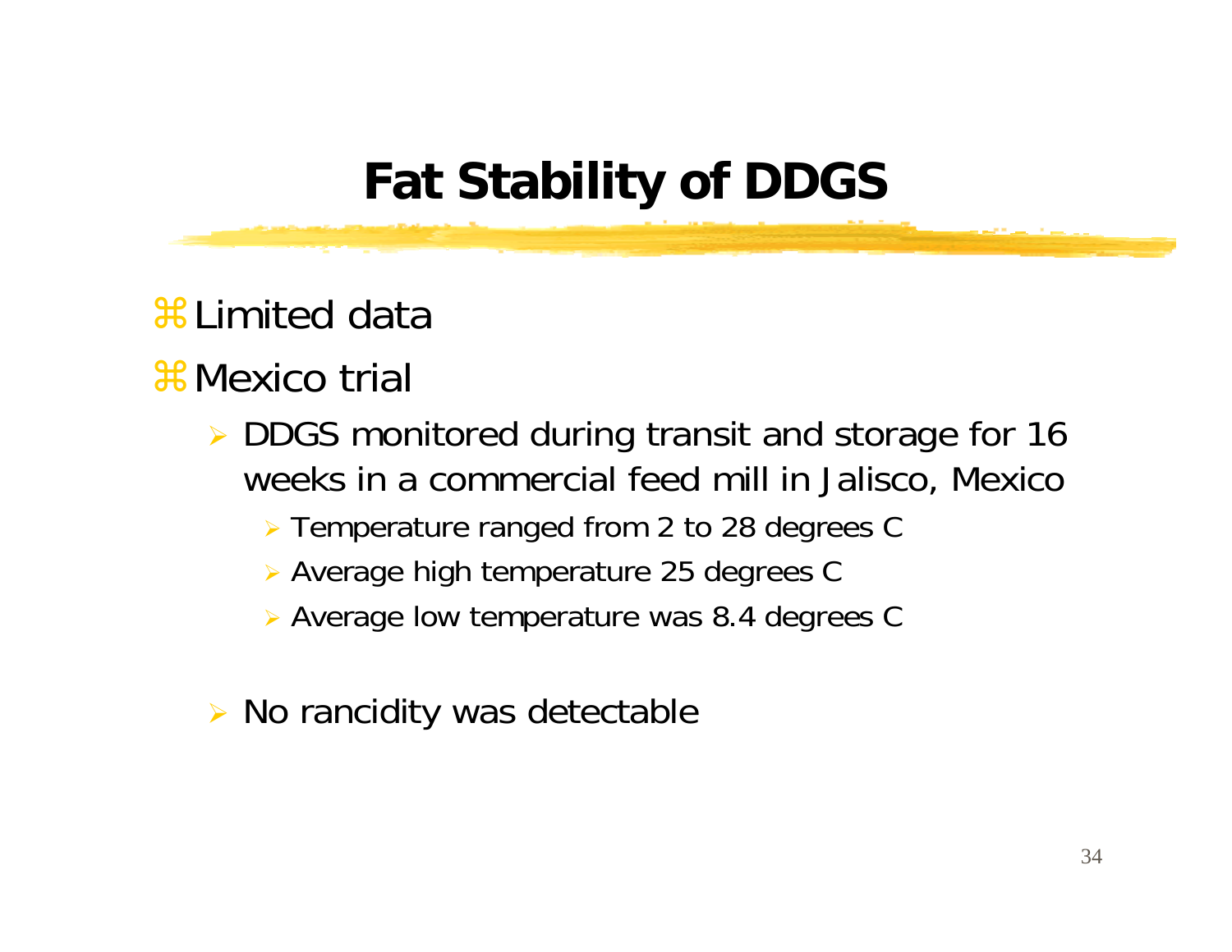# Fat Stability of DDGS

- Limited data
- Mexico trial
  - DDGS monitored during transit and storage for 16 weeks in a commercial feed mill in Jalisco, Mexico
    - Temperature ranged from 2 to 28 degrees C
    - Average high temperature 25 degrees C
    - Average low temperature was 8.4 degrees C
  - No rancidity was detectable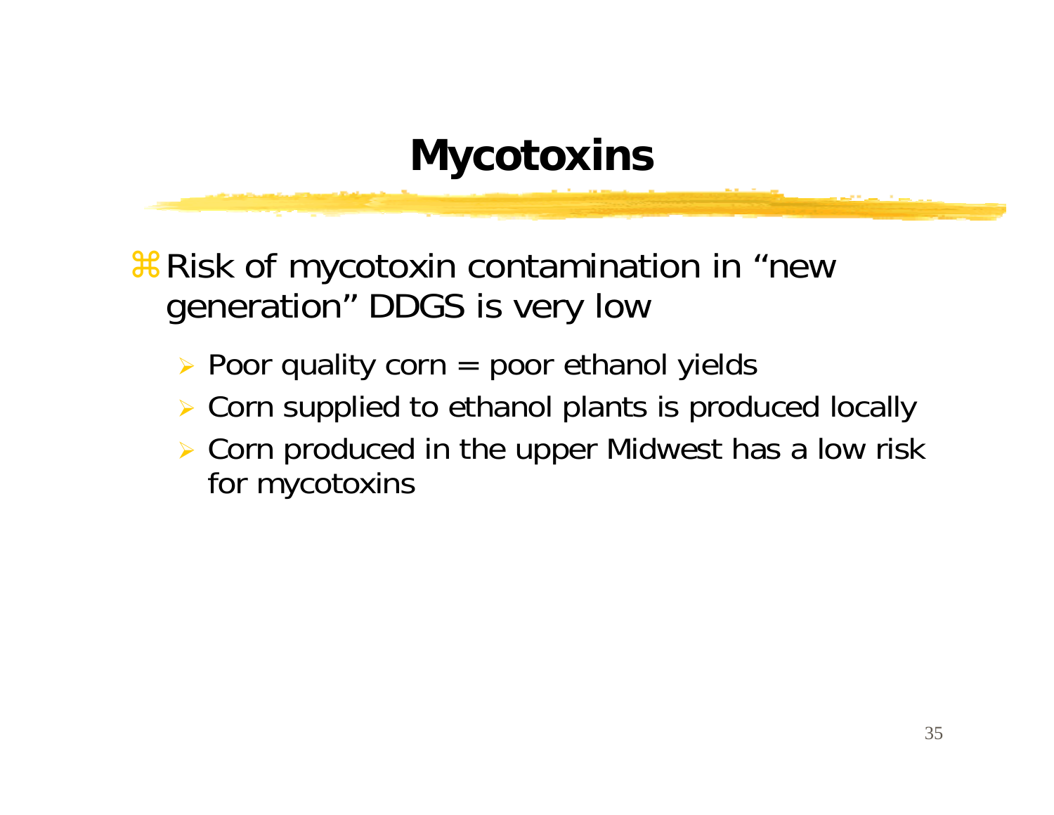# Mycotoxins

- Risk of mycotoxin contamination in “new generation” DDGS is very low
  - Poor quality corn = poor ethanol yields
  - Corn supplied to ethanol plants is produced locally
  - Corn produced in the upper Midwest has a low risk for mycotoxins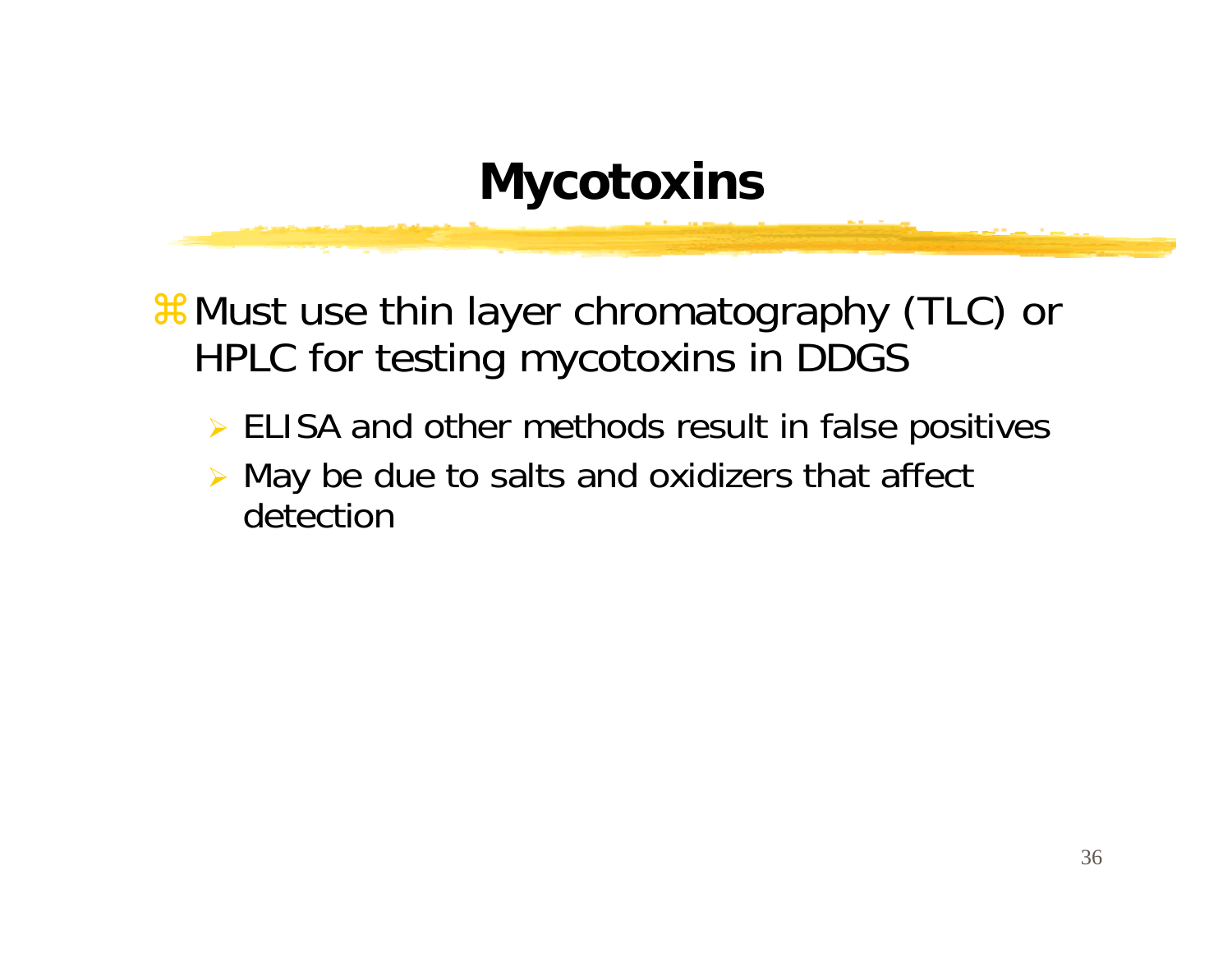# Mycotoxins

- Must use thin layer chromatography (TLC) or HPLC for testing mycotoxins in DDGS
  - ELISA and other methods result in false positives
  - May be due to salts and oxidizers that affect detection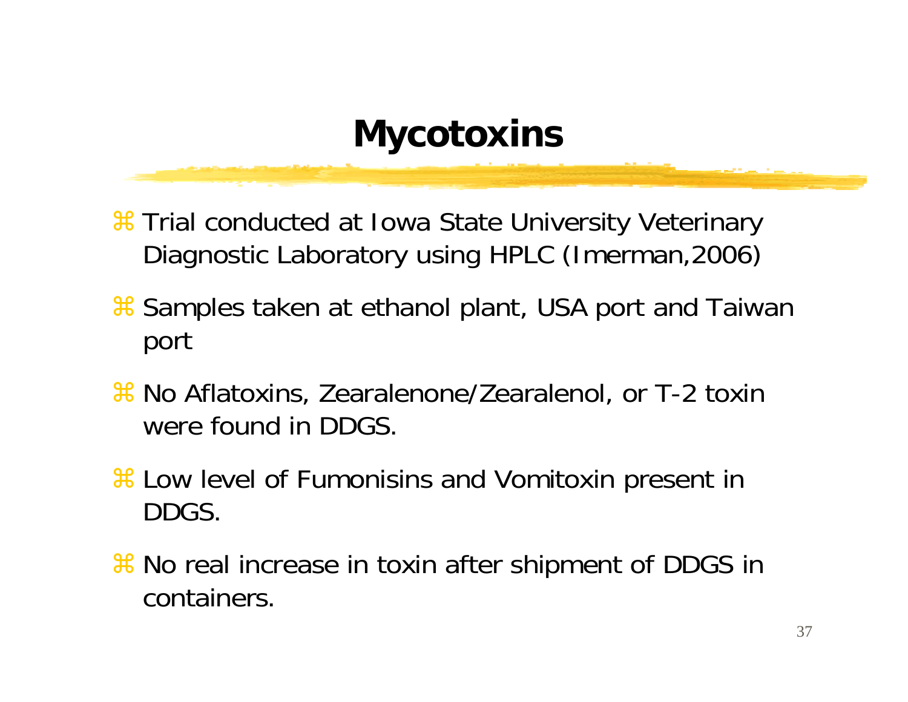# Mycotoxins

- Trial conducted at Iowa State University Veterinary Diagnostic Laboratory using HPLC (Imerman,2006)
- Samples taken at ethanol plant, USA port and Taiwan port
- No Aflatoxins, Zearalenone/Zearalenol, or T-2 toxin were found in DDGS.
- Low level of Fumonisins and Vomitoxin present in DDGS.
- No real increase in toxin after shipment of DDGS in containers.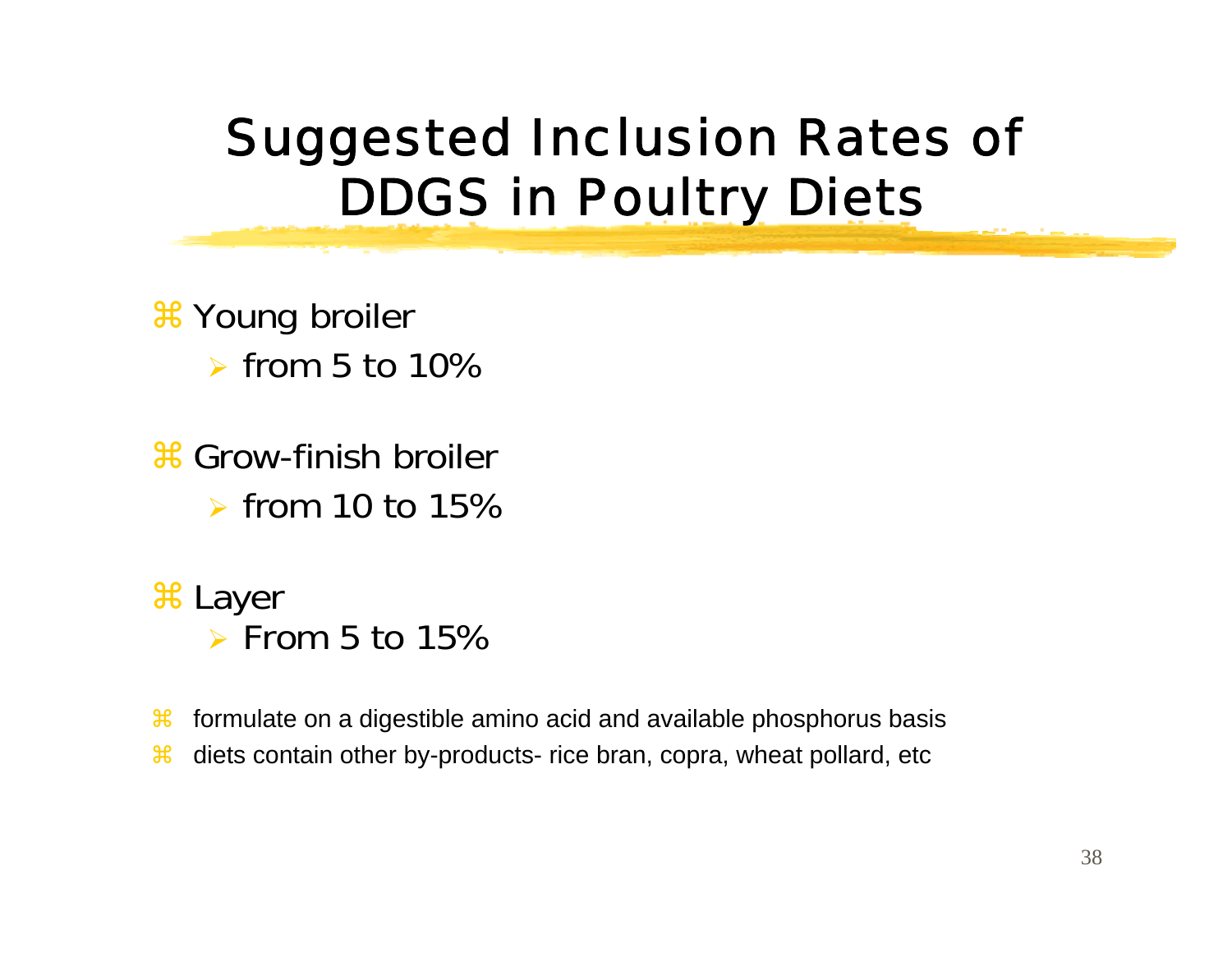# Suggested Inclusion Rates of DDGS in Poultry Diets

- Young broiler
  - from 5 to 10%
- Grow-finish broiler
  - from 10 to 15%
- Layer
  - From 5 to 15%

- formulate on a digestible amino acid and available phosphorus basis
- diets contain other by-products- rice bran, copra, wheat pollard, etc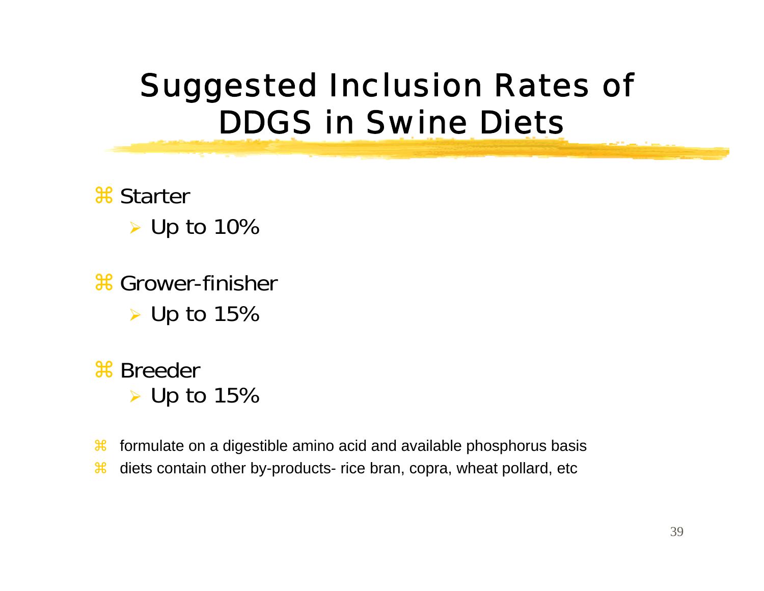# Suggested Inclusion Rates of DDGS in Swine Diets

- Starter
  - Up to 10%
- Grower-finisher
  - Up to 15%
- Breeder
  - Up to 15%

- formulate on a digestible amino acid and available phosphorus basis
- diets contain other by-products- rice bran, copra, wheat pollard, etc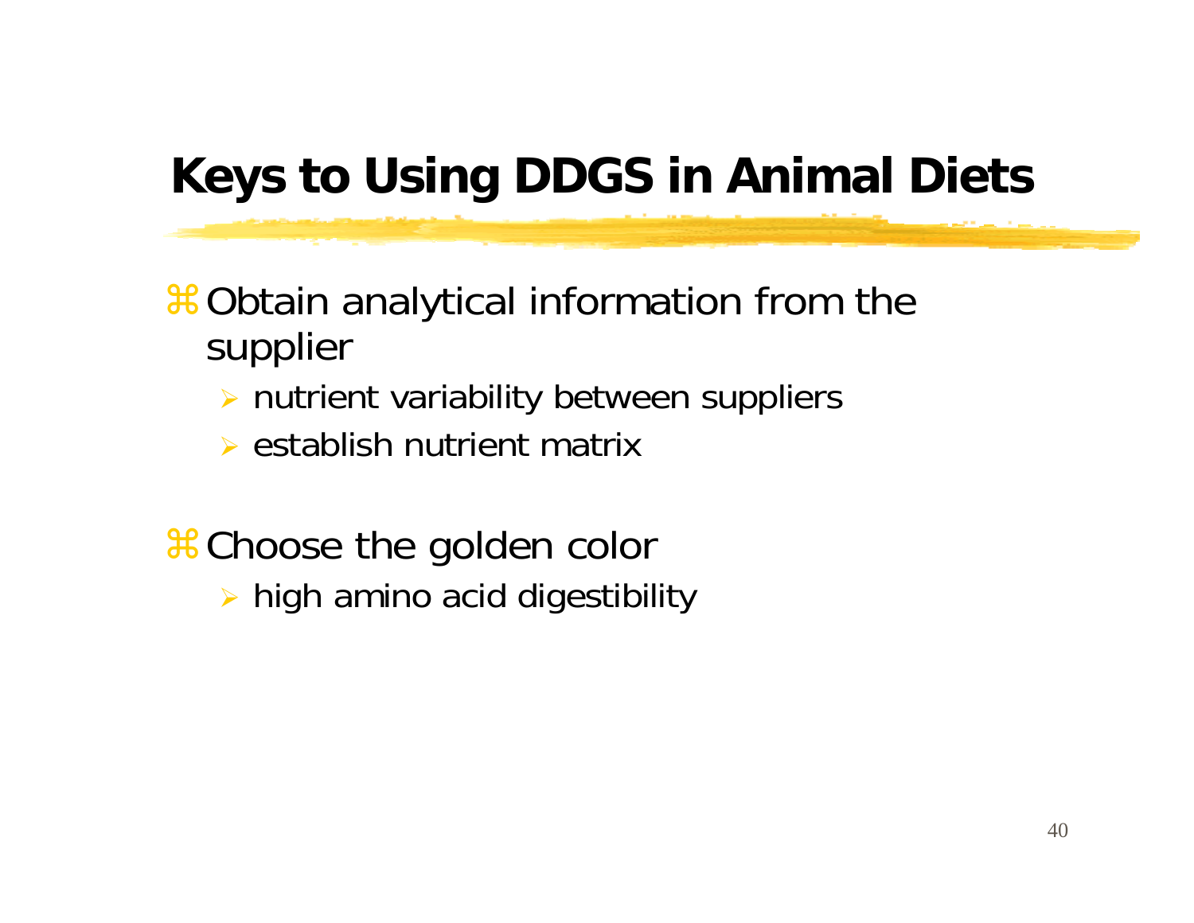# Keys to Using DDGS in Animal Diets

- Obtain analytical information from the supplier
  - nutrient variability between suppliers
  - establish nutrient matrix

- Choose the golden color
  - high amino acid digestibility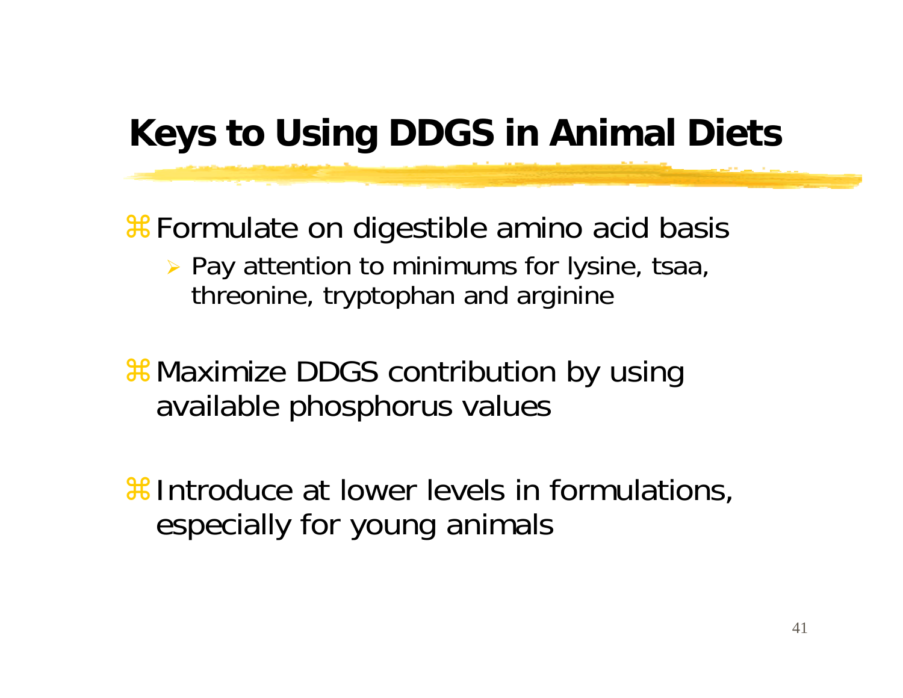# Keys to Using DDGS in Animal Diets

- Formulate on digestible amino acid basis
  - Pay attention to minimums for lysine, tsaa, threonine, tryptophan and arginine
- Maximize DDGS contribution by using available phosphorus values
- Introduce at lower levels in formulations, especially for young animals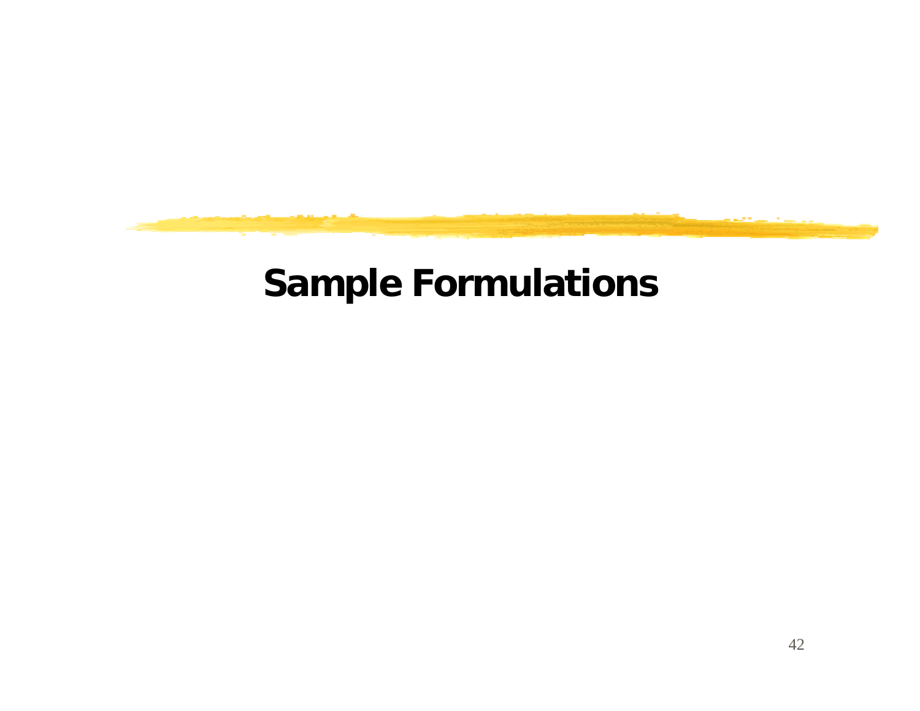# Sample Formulations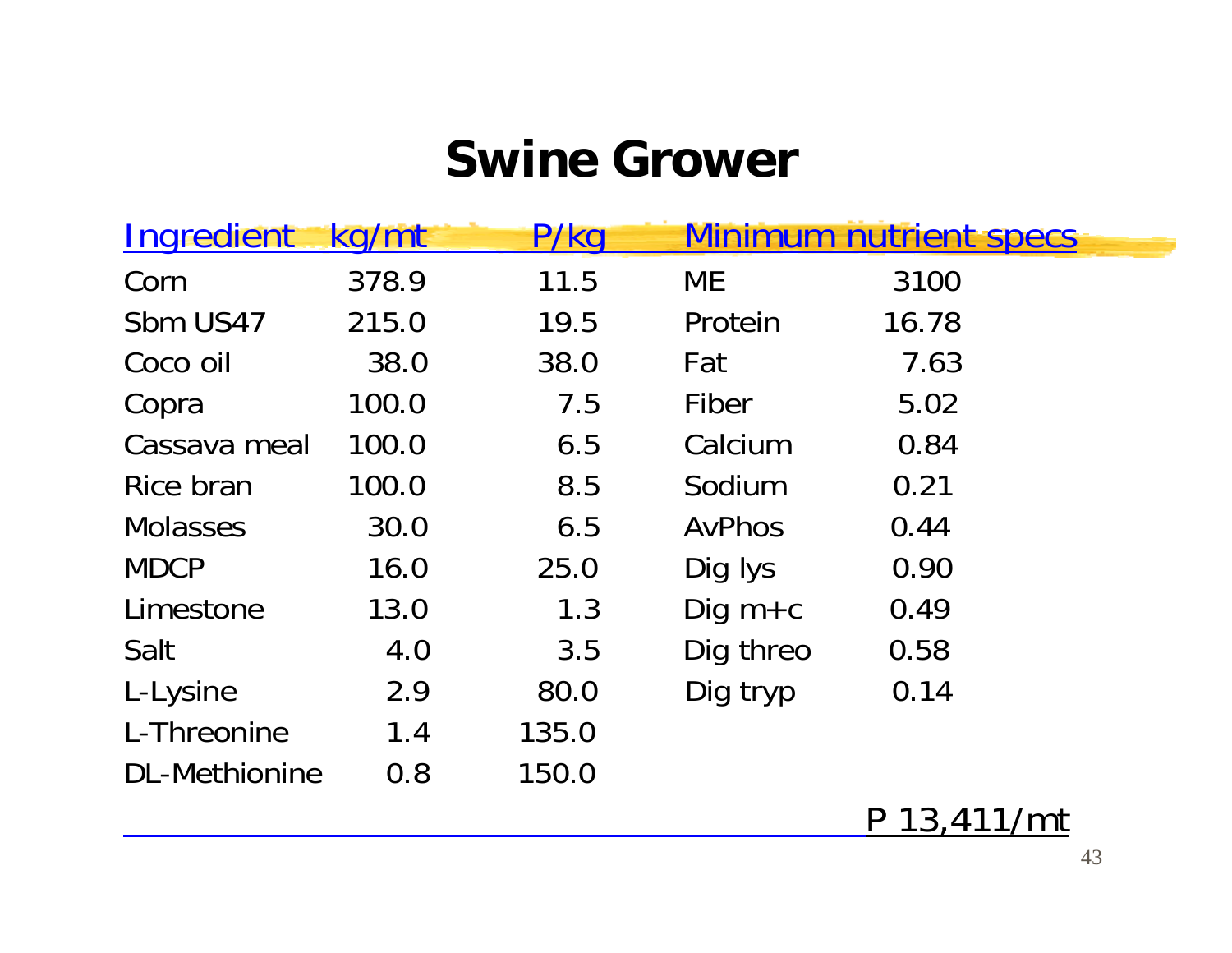# Swine Grower

| Ingredient | kg/mt | P/kg | Minimum nutrient specs | |
|---|---|---|---|---|
| Corn | 378.9 | 11.5 | ME | 3100 |
| Sbm US47 | 215.0 | 19.5 | Protein | 16.78 |
| Coco oil | 38.0 | 38.0 | Fat | 7.63 |
| Copra | 100.0 | 7.5 | Fiber | 5.02 |
| Cassava meal | 100.0 | 6.5 | Calcium | 0.84 |
| Rice bran | 100.0 | 8.5 | Sodium | 0.21 |
| Molasses | 30.0 | 6.5 | AvPhos | 0.44 |
| MDCP | 16.0 | 25.0 | Dig lys | 0.90 |
| Limestone | 13.0 | 1.3 | Dig m+c | 0.49 |
| Salt | 4.0 | 3.5 | Dig threo | 0.58 |
| L-Lysine | 2.9 | 80.0 | Dig tryp | 0.14 |
| L-Threonine | 1.4 | 135.0 | | |
| DL-Methionine | 0.8 | 150.0 | | |

P 13,411/mt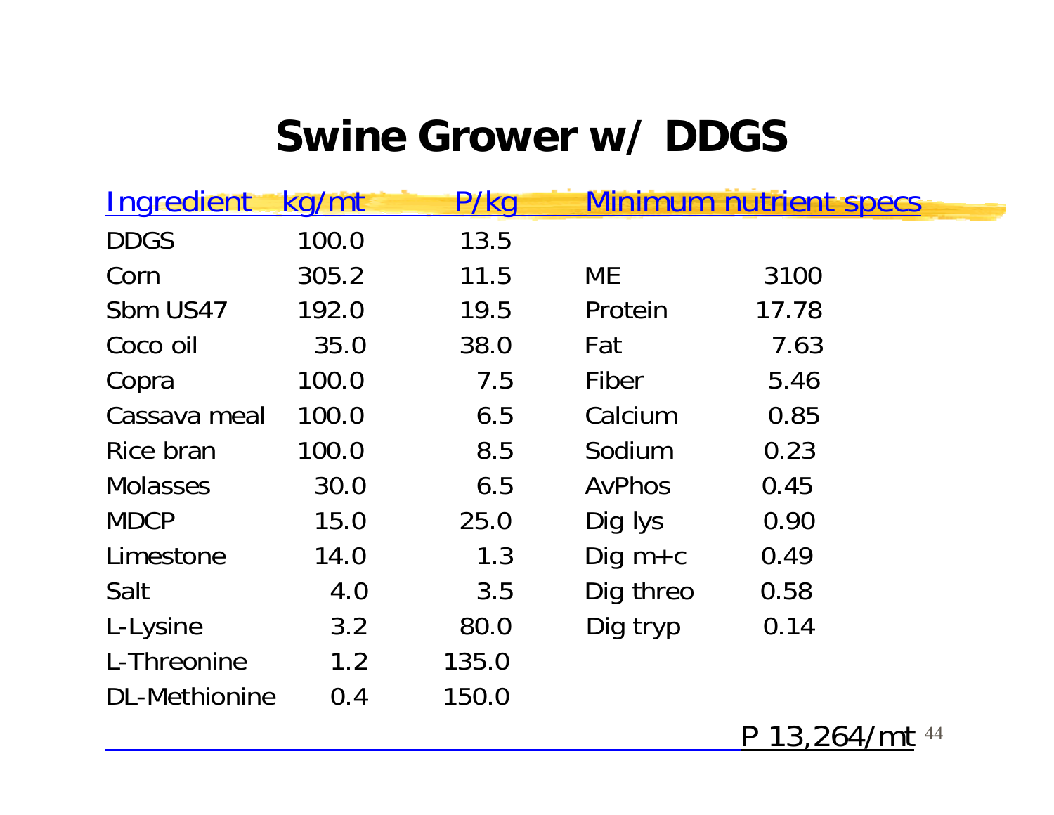# Swine Grower w/ DDGS

| Ingredient | kg/mt | P/kg | Minimum nutrient specs | |
|---|---|---|---|---|
| DDGS | 100.0 | 13.5 | | |
| Corn | 305.2 | 11.5 | ME | 3100 |
| Sbm US47 | 192.0 | 19.5 | Protein | 17.78 |
| Coco oil | 35.0 | 38.0 | Fat | 7.63 |
| Copra | 100.0 | 7.5 | Fiber | 5.46 |
| Cassava meal | 100.0 | 6.5 | Calcium | 0.85 |
| Rice bran | 100.0 | 8.5 | Sodium | 0.23 |
| Molasses | 30.0 | 6.5 | AvPhos | 0.45 |
| MDCP | 15.0 | 25.0 | Dig lys | 0.90 |
| Limestone | 14.0 | 1.3 | Dig m+c | 0.49 |
| Salt | 4.0 | 3.5 | Dig threo | 0.58 |
| L-Lysine | 3.2 | 80.0 | Dig tryp | 0.14 |
| L-Threonine | 1.2 | 135.0 | | |
| DL-Methionine | 0.4 | 150.0 | | |

P 13,264/mt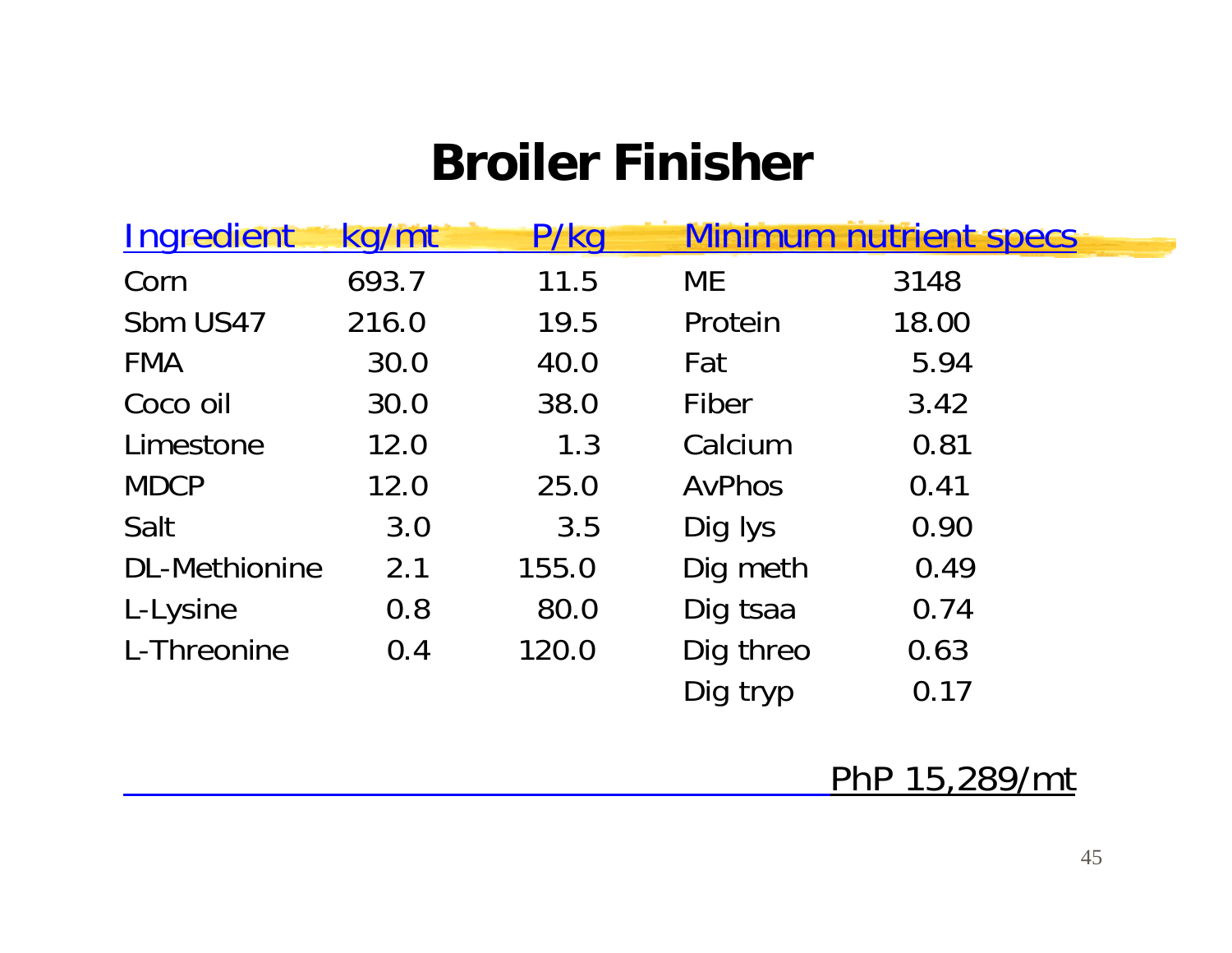# Broiler Finisher

| Ingredient | kg/mt | P/kg | Minimum nutrient specs | |
|---|---|---|---|---|
| Corn | 693.7 | 11.5 | ME | 3148 |
| Sbm US47 | 216.0 | 19.5 | Protein | 18.00 |
| FMA | 30.0 | 40.0 | Fat | 5.94 |
| Coco oil | 30.0 | 38.0 | Fiber | 3.42 |
| Limestone | 12.0 | 1.3 | Calcium | 0.81 |
| MDCP | 12.0 | 25.0 | AvPhos | 0.41 |
| Salt | 3.0 | 3.5 | Dig lys | 0.90 |
| DL-Methionine | 2.1 | 155.0 | Dig meth | 0.49 |
| L-Lysine | 0.8 | 80.0 | Dig tsaa | 0.74 |
| L-Threonine | 0.4 | 120.0 | Dig threo | 0.63 |
| | | | Dig tryp | 0.17 |

PhP 15,289/mt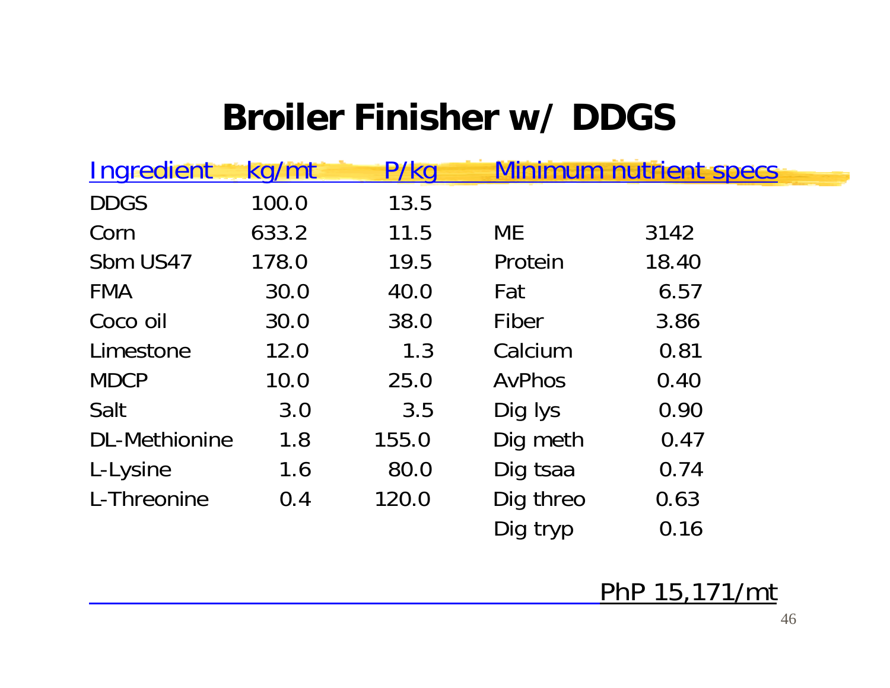# Broiler Finisher w/ DDGS

| Ingredient | kg/mt | P/kg | Minimum nutrient specs | |
|---|---|---|---|---|
| DDGS | 100.0 | 13.5 | | |
| Corn | 633.2 | 11.5 | ME | 3142 |
| Sbm US47 | 178.0 | 19.5 | Protein | 18.40 |
| FMA | 30.0 | 40.0 | Fat | 6.57 |
| Coco oil | 30.0 | 38.0 | Fiber | 3.86 |
| Limestone | 12.0 | 1.3 | Calcium | 0.81 |
| MDCP | 10.0 | 25.0 | AvPhos | 0.40 |
| Salt | 3.0 | 3.5 | Dig lys | 0.90 |
| DL-Methionine | 1.8 | 155.0 | Dig meth | 0.47 |
| L-Lysine | 1.6 | 80.0 | Dig tsaa | 0.74 |
| L-Threonine | 0.4 | 120.0 | Dig threo | 0.63 |
| | | | Dig tryp | 0.16 |

PhP 15,171/mt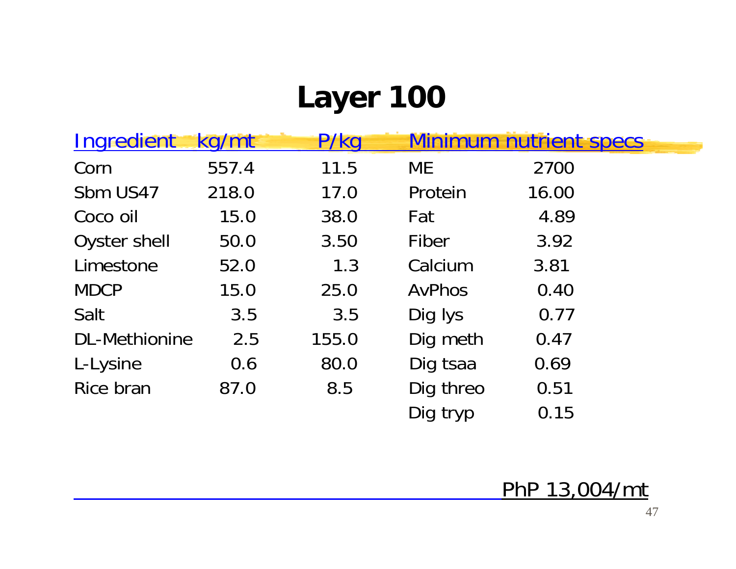# Layer 100

| Ingredient | kg/mt | P/kg | Minimum nutrient specs | |
|---|---|---|---|---|
| Corn | 557.4 | 11.5 | ME | 2700 |
| Sbm US47 | 218.0 | 17.0 | Protein | 16.00 |
| Coco oil | 15.0 | 38.0 | Fat | 4.89 |
| Oyster shell | 50.0 | 3.50 | Fiber | 3.92 |
| Limestone | 52.0 | 1.3 | Calcium | 3.81 |
| MDCP | 15.0 | 25.0 | AvPhos | 0.40 |
| Salt | 3.5 | 3.5 | Dig lys | 0.77 |
| DL-Methionine | 2.5 | 155.0 | Dig meth | 0.47 |
| L-Lysine | 0.6 | 80.0 | Dig tsaa | 0.69 |
| Rice bran | 87.0 | 8.5 | Dig threo | 0.51 |
| | | | Dig tryp | 0.15 |

PhP 13,004/mt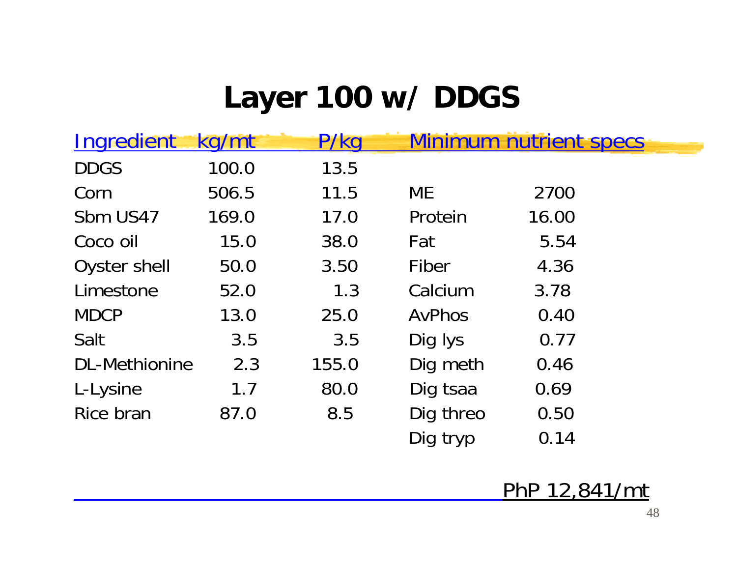# Layer 100 w/ DDGS

| Ingredient | kg/mt | P/kg | Minimum nutrient specs | |
|---|---|---|---|---|
| DDGS | 100.0 | 13.5 | | |
| Corn | 506.5 | 11.5 | ME | 2700 |
| Sbm US47 | 169.0 | 17.0 | Protein | 16.00 |
| Coco oil | 15.0 | 38.0 | Fat | 5.54 |
| Oyster shell | 50.0 | 3.50 | Fiber | 4.36 |
| Limestone | 52.0 | 1.3 | Calcium | 3.78 |
| MDCP | 13.0 | 25.0 | AvPhos | 0.40 |
| Salt | 3.5 | 3.5 | Dig lys | 0.77 |
| DL-Methionine | 2.3 | 155.0 | Dig meth | 0.46 |
| L-Lysine | 1.7 | 80.0 | Dig tsaa | 0.69 |
| Rice bran | 87.0 | 8.5 | Dig threo | 0.50 |
| | | | Dig tryp | 0.14 |

PhP 12,841/mt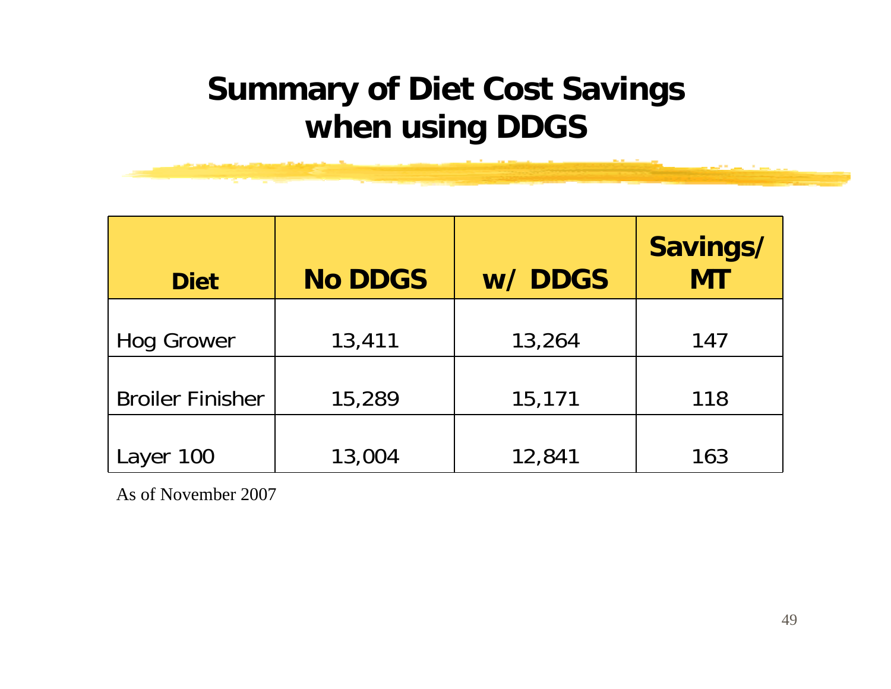# Summary of Diet Cost Savings when using DDGS

| Diet | No DDGS | w/ DDGS | Savings/ MT |
|---|---|---|---|
| Hog Grower | 13,411 | 13,264 | 147 |
| Broiler Finisher | 15,289 | 15,171 | 118 |
| Layer 100 | 13,004 | 12,841 | 163 |

As of November 2007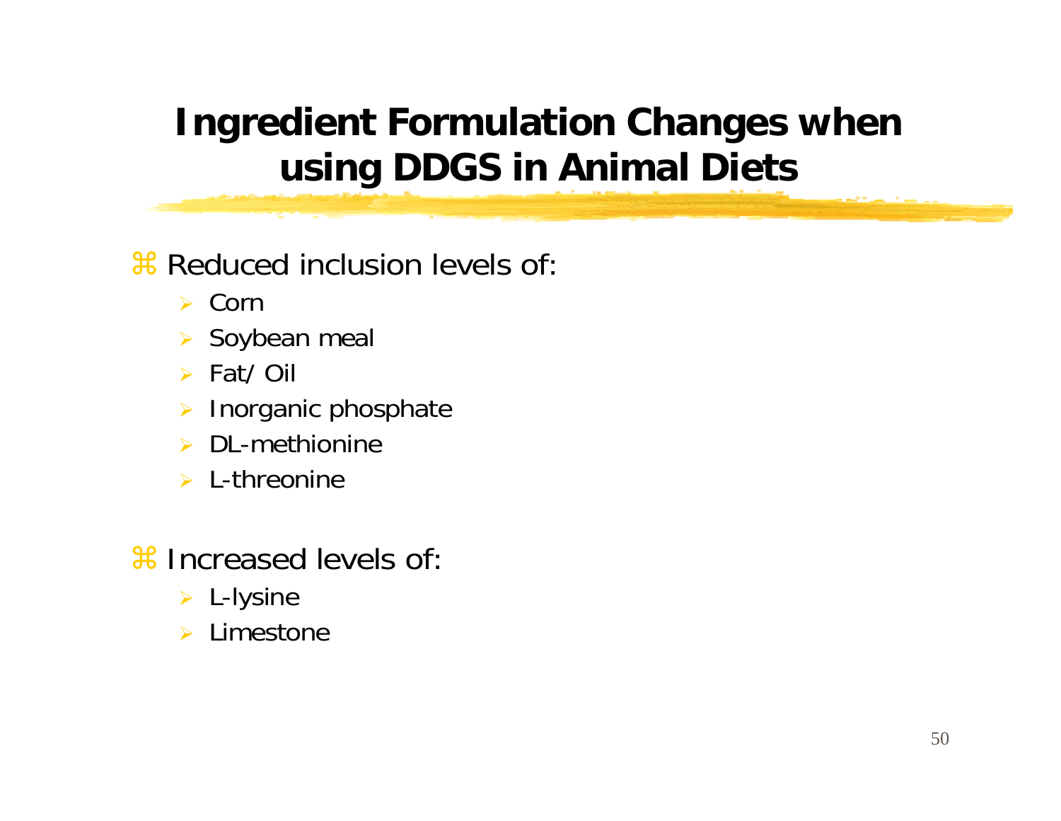# Ingredient Formulation Changes when using DDGS in Animal Diets

- Reduced inclusion levels of:
  - Corn
  - Soybean meal
  - Fat/ Oil
  - Inorganic phosphate
  - DL-methionine
  - L-threonine

- Increased levels of:
  - L-lysine
  - Limestone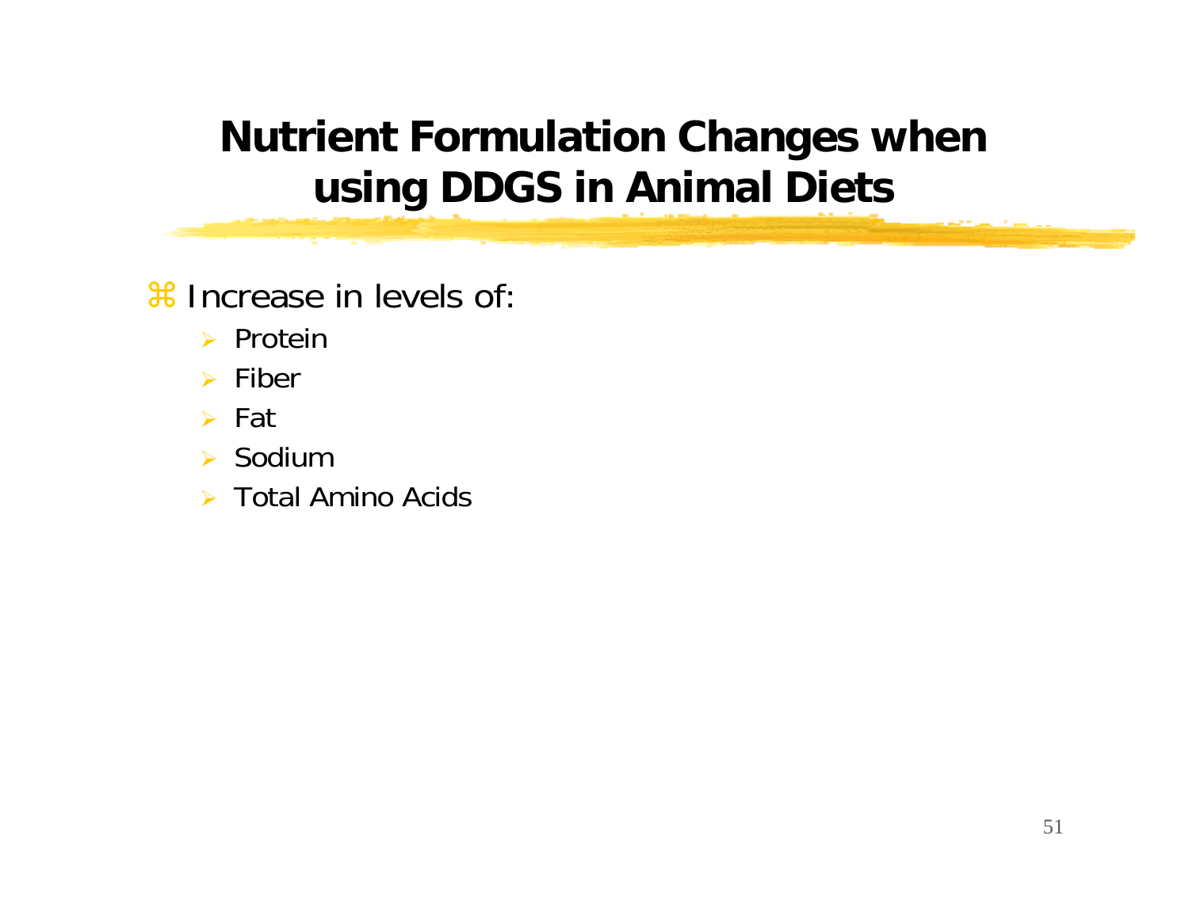# Nutrient Formulation Changes when using DDGS in Animal Diets

- Increase in levels of:
  - Protein
  - Fiber
  - Fat
  - Sodium
  - Total Amino Acids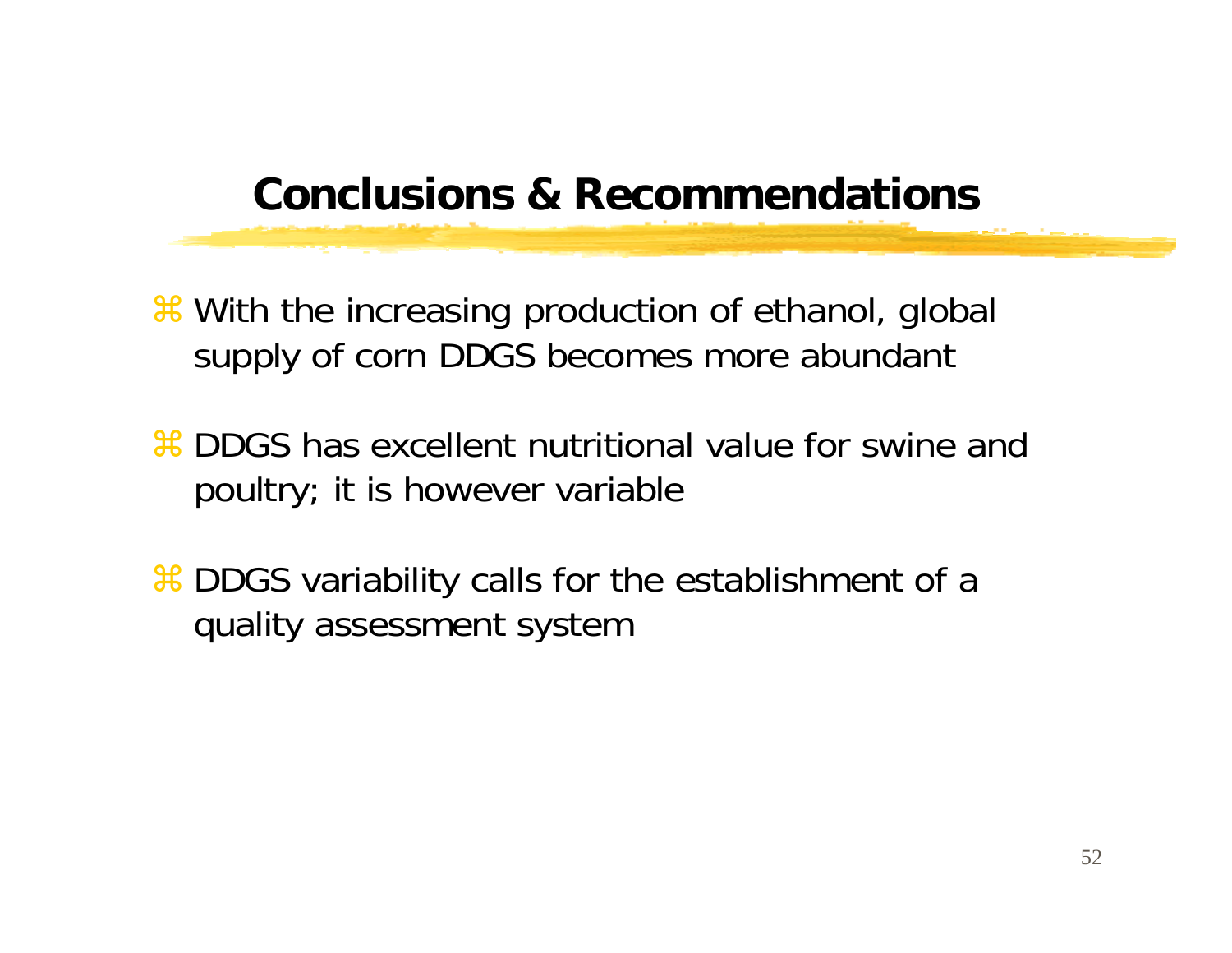# Conclusions & Recommendations

- With the increasing production of ethanol, global supply of corn DDGS becomes more abundant
- DDGS has excellent nutritional value for swine and poultry; it is however variable
- DDGS variability calls for the establishment of a quality assessment system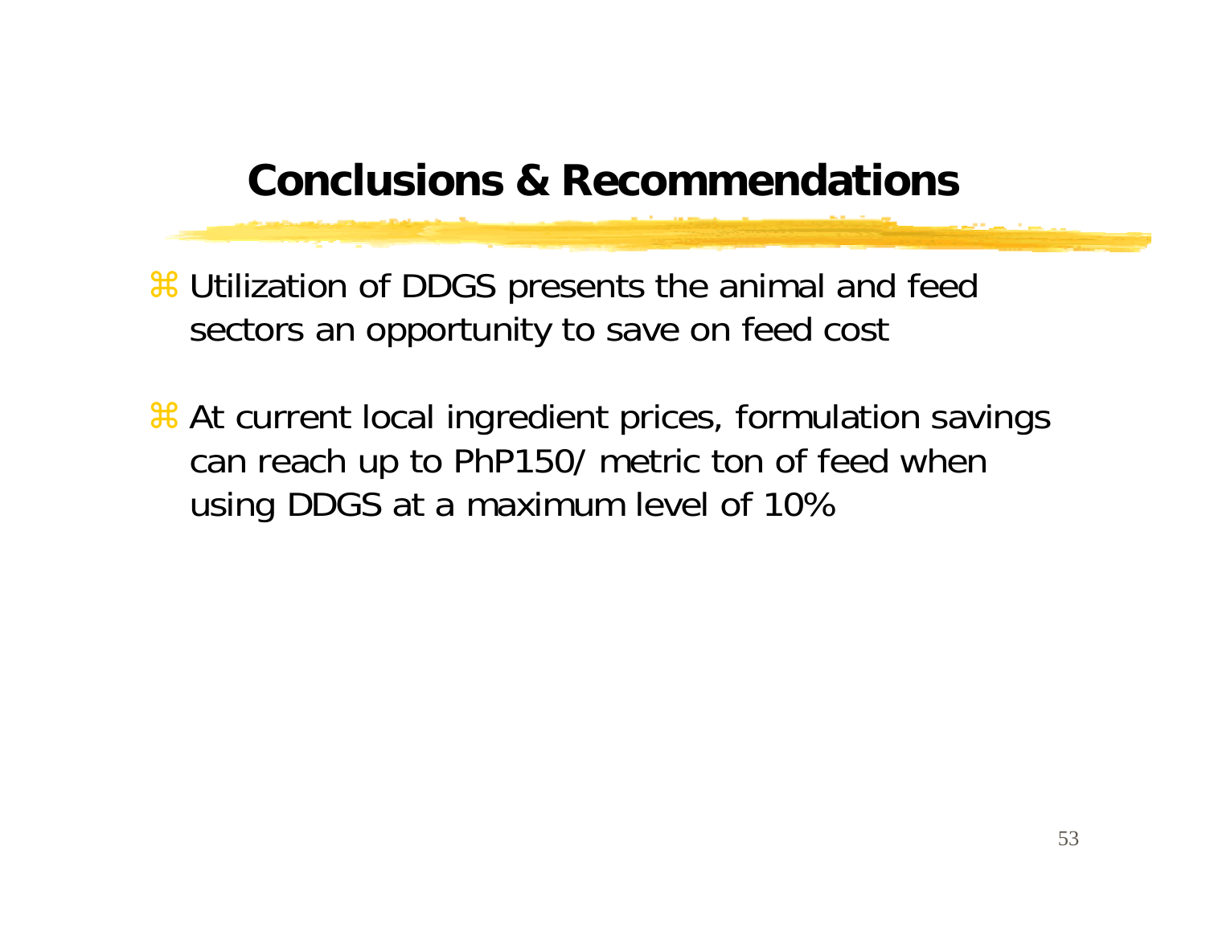# Conclusions & Recommendations

- Utilization of DDGS presents the animal and feed sectors an opportunity to save on feed cost
- At current local ingredient prices, formulation savings can reach up to PhP150/ metric ton of feed when using DDGS at a maximum level of 10%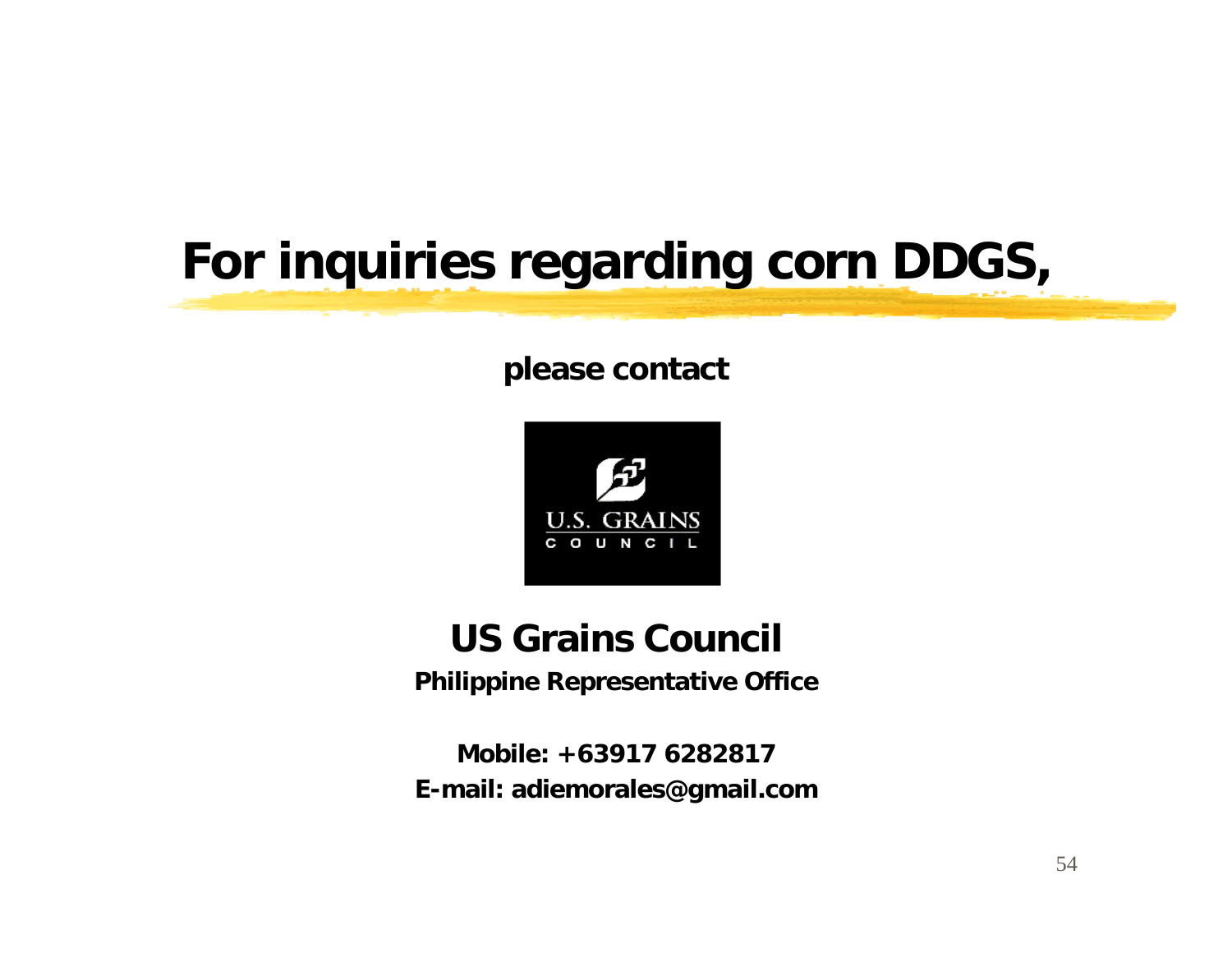# For inquiries regarding corn DDGS,

**please contact**

## US Grains Council

**Philippine Representative Office**

**Mobile: +63917 6282817**
**E-mail: adiemorales@gmail.com**